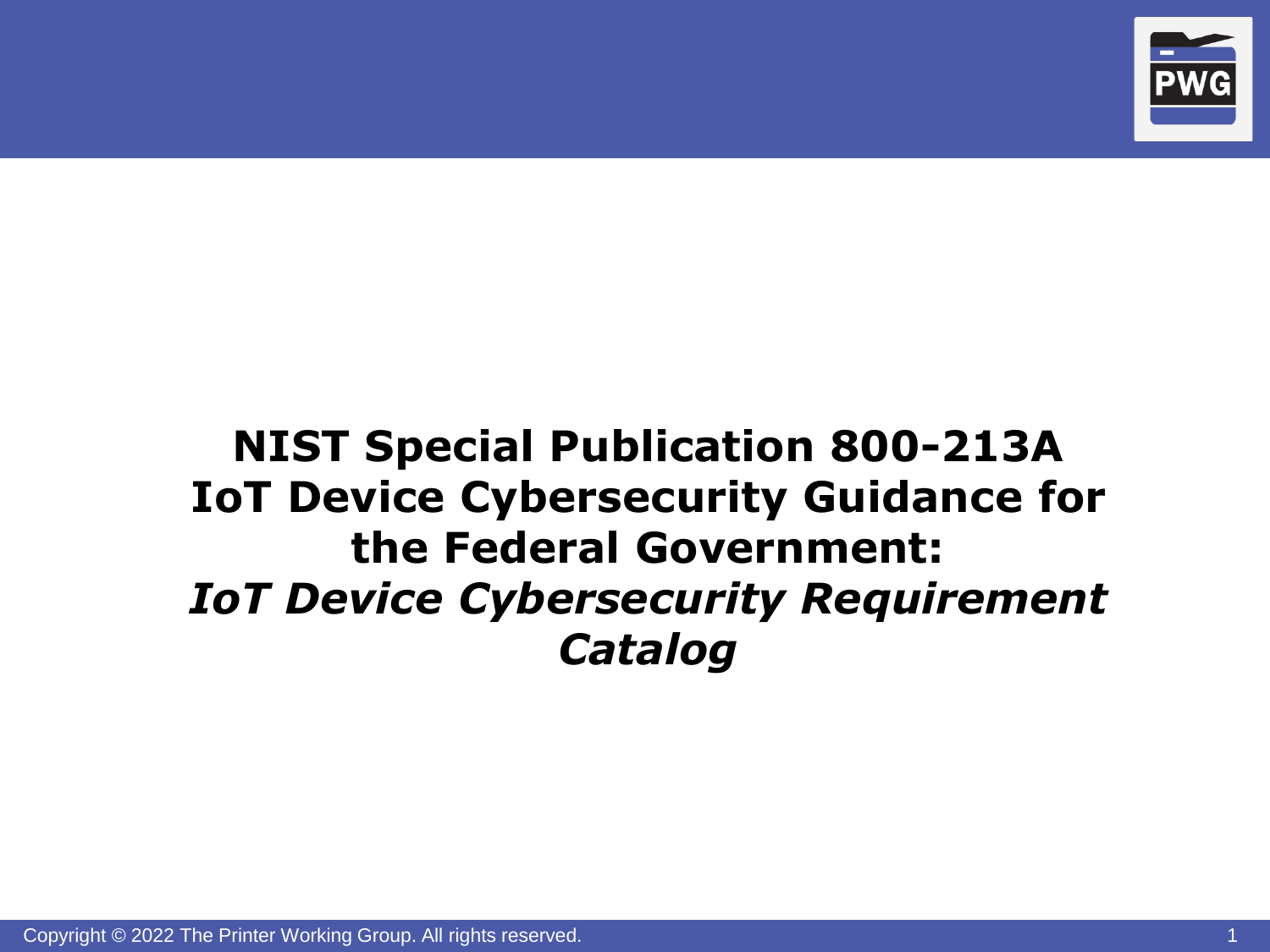# NIST Special Publication 800-213A IoT Device Cybersecurity Guidance for the Federal Government: *IoT Device Cybersecurity Requirement Catalog*

Copyright © 2022 The Printer Working Group. All rights reserved.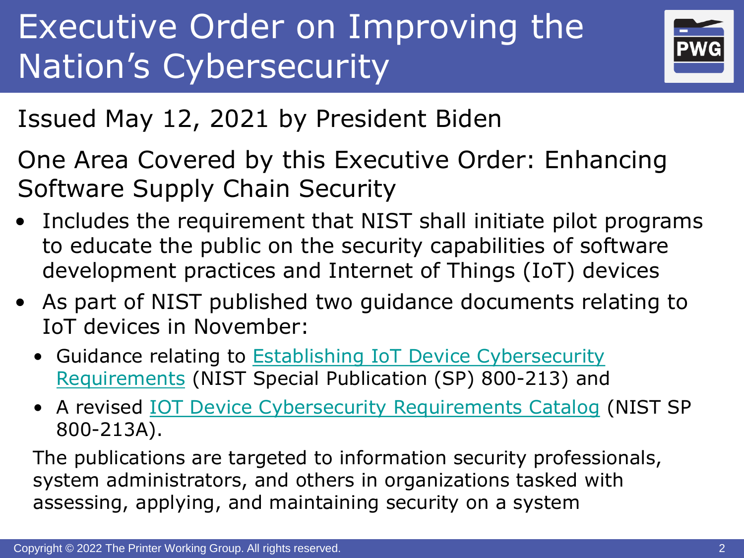# Executive Order on Improving the Nation's Cybersecurity

Issued May 12, 2021 by President Biden

One Area Covered by this Executive Order: Enhancing Software Supply Chain Security

- Includes the requirement that NIST shall initiate pilot programs to educate the public on the security capabilities of software development practices and Internet of Things (IoT) devices
- As part of NIST published two guidance documents relating to IoT devices in November:
  - Guidance relating to Establishing IoT Device Cybersecurity Requirements (NIST Special Publication (SP) 800-213) and
  - A revised IOT Device Cybersecurity Requirements Catalog (NIST SP 800-213A).

  The publications are targeted to information security professionals, system administrators, and others in organizations tasked with assessing, applying, and maintaining security on a system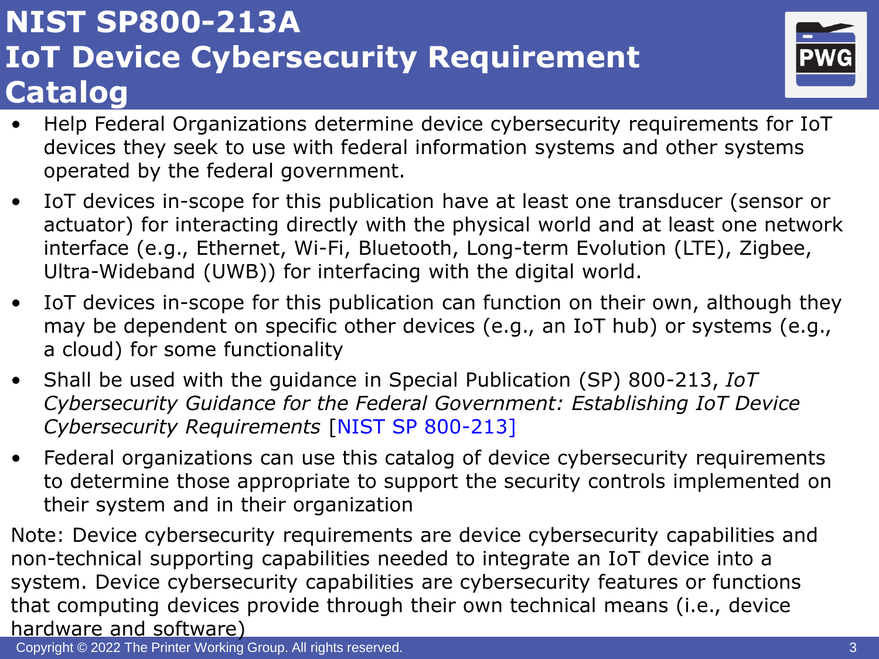# NIST SP800-213A IoT Device Cybersecurity Requirement Catalog

- Help Federal Organizations determine device cybersecurity requirements for IoT devices they seek to use with federal information systems and other systems operated by the federal government.
- IoT devices in-scope for this publication have at least one transducer (sensor or actuator) for interacting directly with the physical world and at least one network interface (e.g., Ethernet, Wi-Fi, Bluetooth, Long-term Evolution (LTE), Zigbee, Ultra-Wideband (UWB)) for interfacing with the digital world.
- IoT devices in-scope for this publication can function on their own, although they may be dependent on specific other devices (e.g., an IoT hub) or systems (e.g., a cloud) for some functionality
- Shall be used with the guidance in Special Publication (SP) 800-213, *IoT Cybersecurity Guidance for the Federal Government: Establishing IoT Device Cybersecurity Requirements* [NIST SP 800-213]
- Federal organizations can use this catalog of device cybersecurity requirements to determine those appropriate to support the security controls implemented on their system and in their organization

Note: Device cybersecurity requirements are device cybersecurity capabilities and non-technical supporting capabilities needed to integrate an IoT device into a system. Device cybersecurity capabilities are cybersecurity features or functions that computing devices provide through their own technical means (i.e., device hardware and software)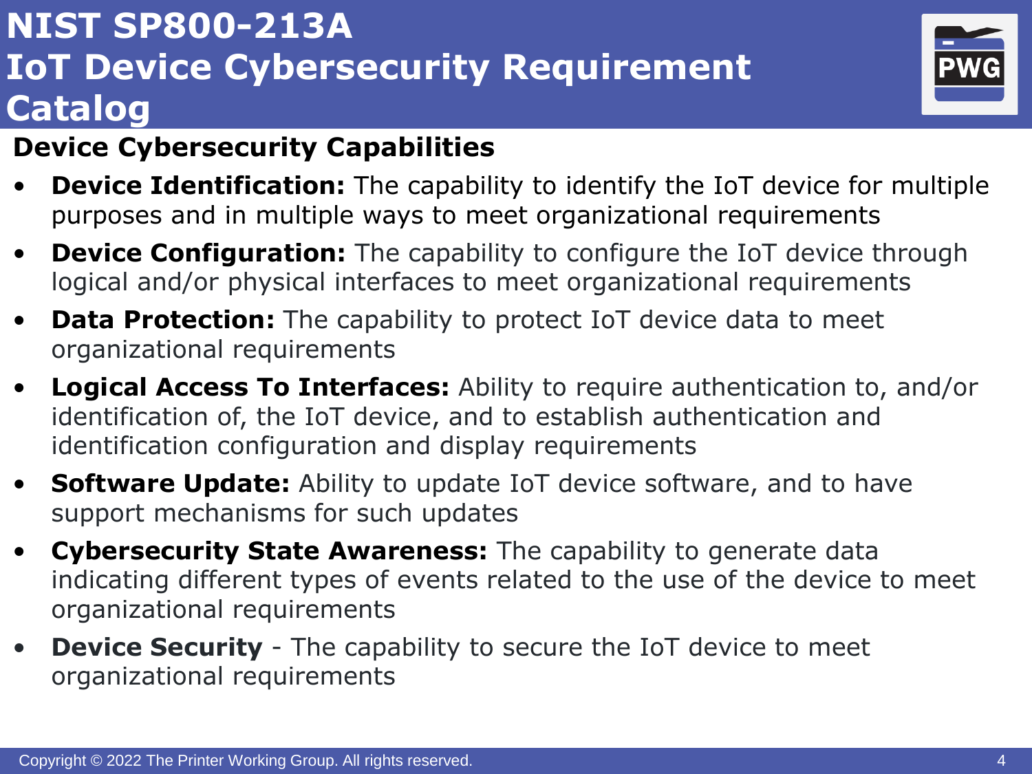# NIST SP800-213A IoT Device Cybersecurity Requirement Catalog

## Device Cybersecurity Capabilities

- **Device Identification:** The capability to identify the IoT device for multiple purposes and in multiple ways to meet organizational requirements
- **Device Configuration:** The capability to configure the IoT device through logical and/or physical interfaces to meet organizational requirements
- **Data Protection:** The capability to protect IoT device data to meet organizational requirements
- **Logical Access To Interfaces:** Ability to require authentication to, and/or identification of, the IoT device, and to establish authentication and identification configuration and display requirements
- **Software Update:** Ability to update IoT device software, and to have support mechanisms for such updates
- **Cybersecurity State Awareness:** The capability to generate data indicating different types of events related to the use of the device to meet organizational requirements
- **Device Security** - The capability to secure the IoT device to meet organizational requirements

Copyright © 2022 The Printer Working Group. All rights reserved.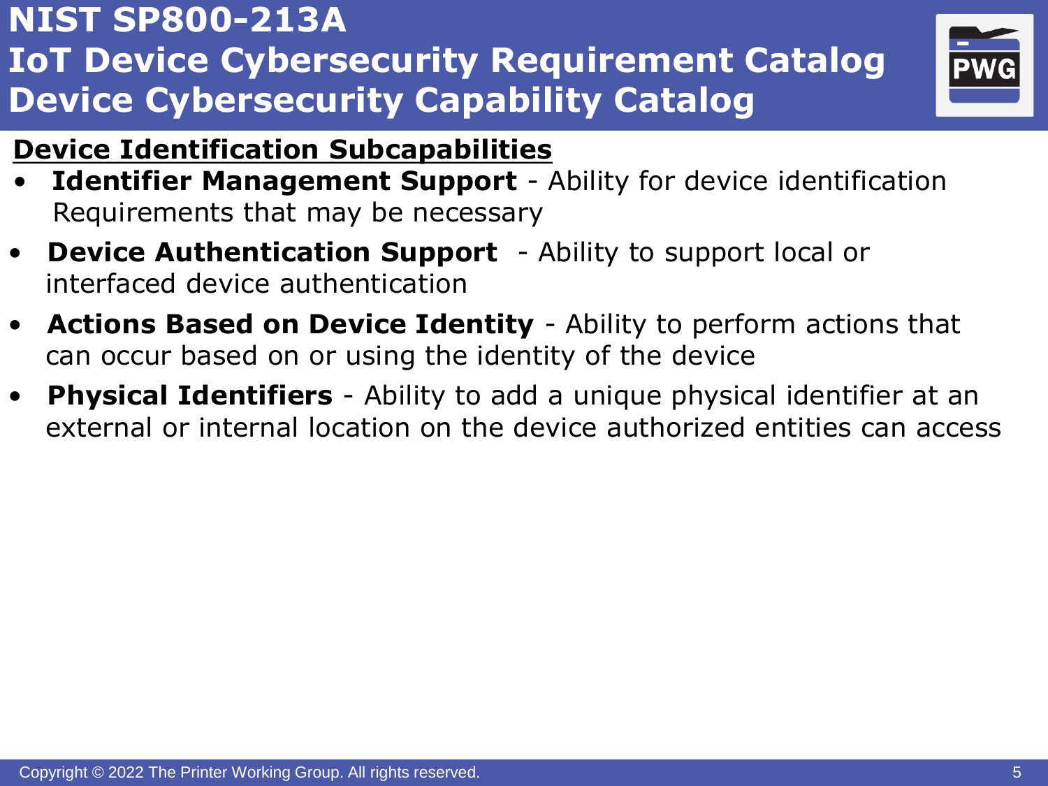# NIST SP800-213A
# IoT Device Cybersecurity Requirement Catalog
# Device Cybersecurity Capability Catalog

## Device Identification Subcapabilities

- **Identifier Management Support** - Ability for device identification Requirements that may be necessary
- **Device Authentication Support** - Ability to support local or interfaced device authentication
- **Actions Based on Device Identity** - Ability to perform actions that can occur based on or using the identity of the device
- **Physical Identifiers** - Ability to add a unique physical identifier at an external or internal location on the device authorized entities can access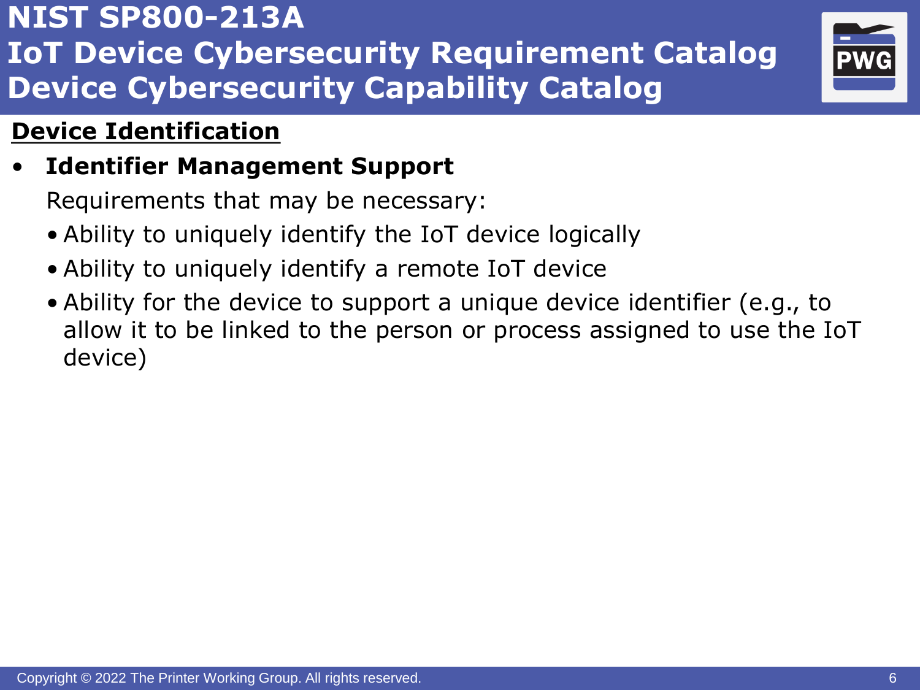# NIST SP800-213A
# IoT Device Cybersecurity Requirement Catalog
# Device Cybersecurity Capability Catalog

## Device Identification

- **Identifier Management Support**

  Requirements that may be necessary:

  - Ability to uniquely identify the IoT device logically
  - Ability to uniquely identify a remote IoT device
  - Ability for the device to support a unique device identifier (e.g., to allow it to be linked to the person or process assigned to use the IoT device)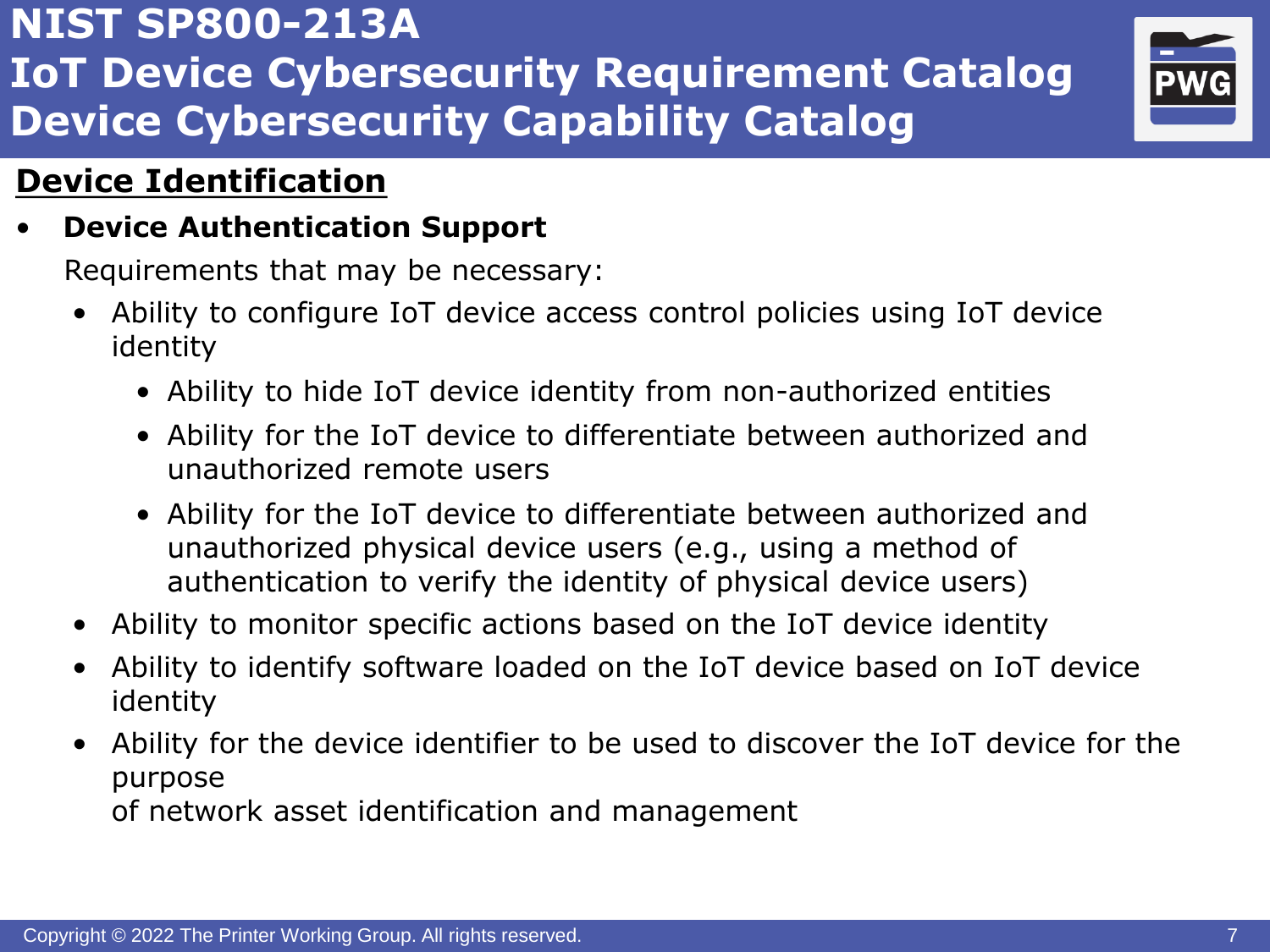# NIST SP800-213A IoT Device Cybersecurity Requirement Catalog Device Cybersecurity Capability Catalog

## Device Identification

- **Device Authentication Support**

  Requirements that may be necessary:

  - Ability to configure IoT device access control policies using IoT device identity
    - Ability to hide IoT device identity from non-authorized entities
    - Ability for the IoT device to differentiate between authorized and unauthorized remote users
    - Ability for the IoT device to differentiate between authorized and unauthorized physical device users (e.g., using a method of authentication to verify the identity of physical device users)
  - Ability to monitor specific actions based on the IoT device identity
  - Ability to identify software loaded on the IoT device based on IoT device identity
  - Ability for the device identifier to be used to discover the IoT device for the purpose of network asset identification and management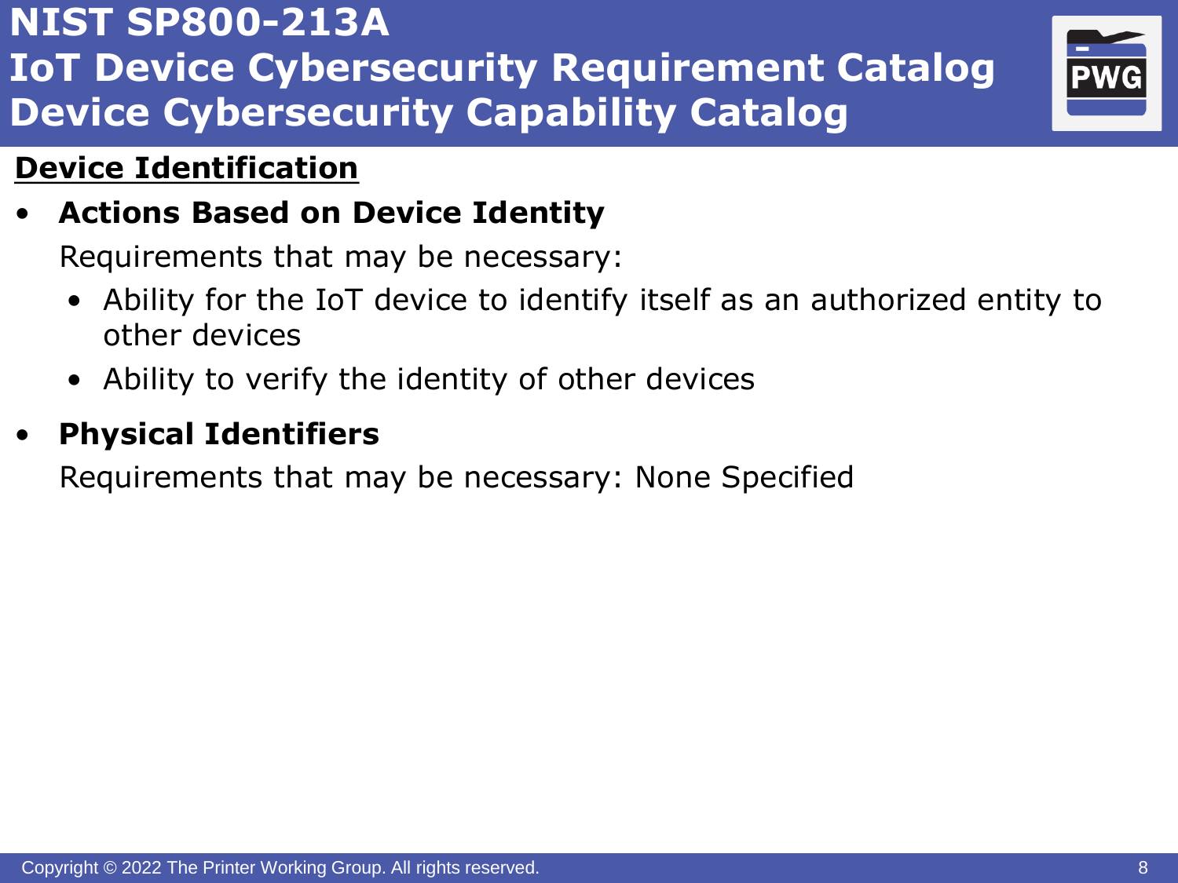# NIST SP800-213A
# IoT Device Cybersecurity Requirement Catalog
# Device Cybersecurity Capability Catalog

## Device Identification

- **Actions Based on Device Identity**

  Requirements that may be necessary:

  - Ability for the IoT device to identify itself as an authorized entity to other devices
  - Ability to verify the identity of other devices

- **Physical Identifiers**

  Requirements that may be necessary: None Specified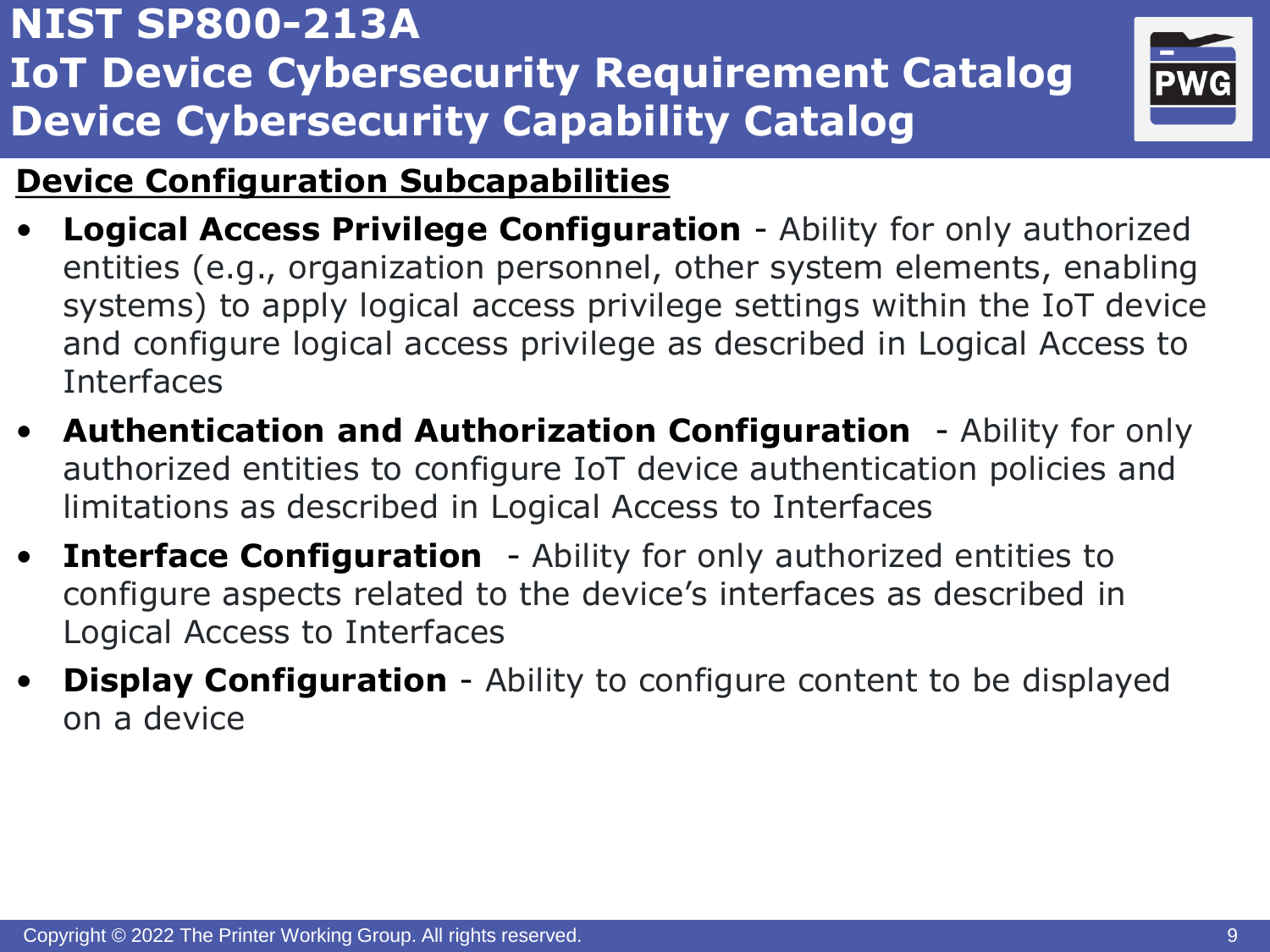# NIST SP800-213A
# IoT Device Cybersecurity Requirement Catalog
# Device Cybersecurity Capability Catalog

## Device Configuration Subcapabilities

- **Logical Access Privilege Configuration** - Ability for only authorized entities (e.g., organization personnel, other system elements, enabling systems) to apply logical access privilege settings within the IoT device and configure logical access privilege as described in Logical Access to Interfaces
- **Authentication and Authorization Configuration** - Ability for only authorized entities to configure IoT device authentication policies and limitations as described in Logical Access to Interfaces
- **Interface Configuration** - Ability for only authorized entities to configure aspects related to the device's interfaces as described in Logical Access to Interfaces
- **Display Configuration** - Ability to configure content to be displayed on a device

Copyright © 2022 The Printer Working Group. All rights reserved.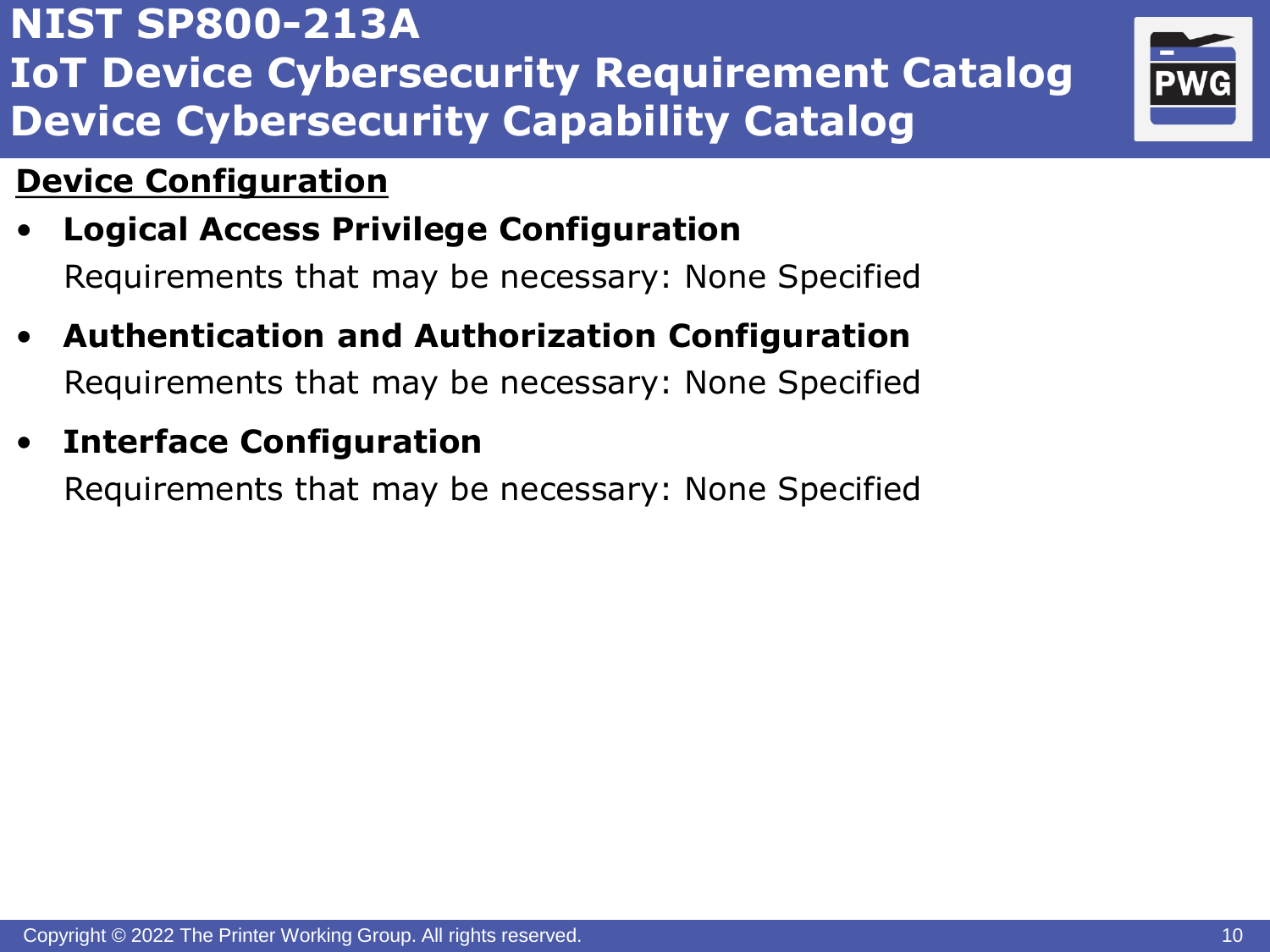# NIST SP800-213A IoT Device Cybersecurity Requirement Catalog Device Cybersecurity Capability Catalog

## Device Configuration

- **Logical Access Privilege Configuration**
  Requirements that may be necessary: None Specified
- **Authentication and Authorization Configuration**
  Requirements that may be necessary: None Specified
- **Interface Configuration**
  Requirements that may be necessary: None Specified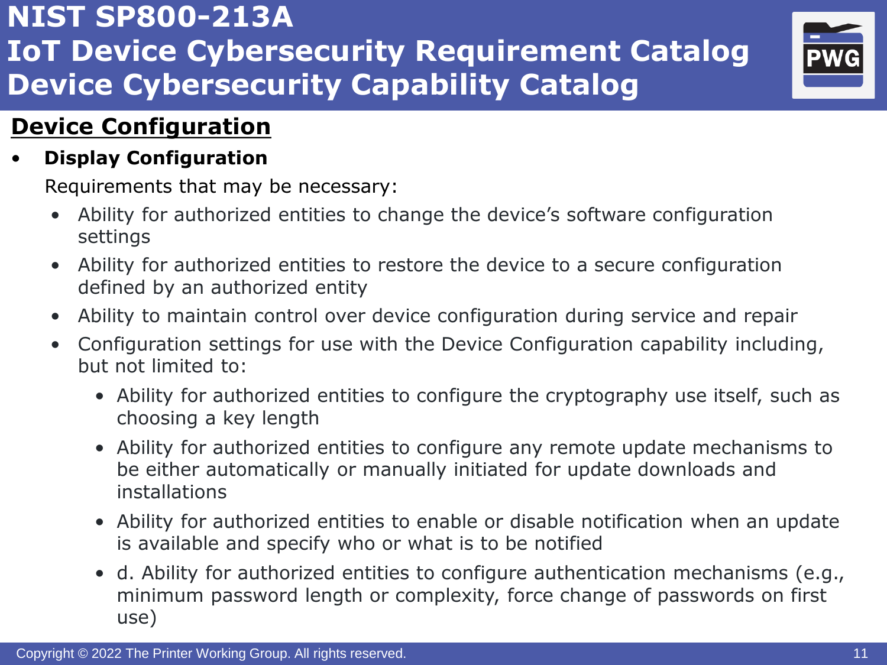# NIST SP800-213A
# IoT Device Cybersecurity Requirement Catalog
# Device Cybersecurity Capability Catalog

## Device Configuration

- **Display Configuration**

  Requirements that may be necessary:

  - Ability for authorized entities to change the device's software configuration settings
  - Ability for authorized entities to restore the device to a secure configuration defined by an authorized entity
  - Ability to maintain control over device configuration during service and repair
  - Configuration settings for use with the Device Configuration capability including, but not limited to:
    - Ability for authorized entities to configure the cryptography use itself, such as choosing a key length
    - Ability for authorized entities to configure any remote update mechanisms to be either automatically or manually initiated for update downloads and installations
    - Ability for authorized entities to enable or disable notification when an update is available and specify who or what is to be notified
    - d. Ability for authorized entities to configure authentication mechanisms (e.g., minimum password length or complexity, force change of passwords on first use)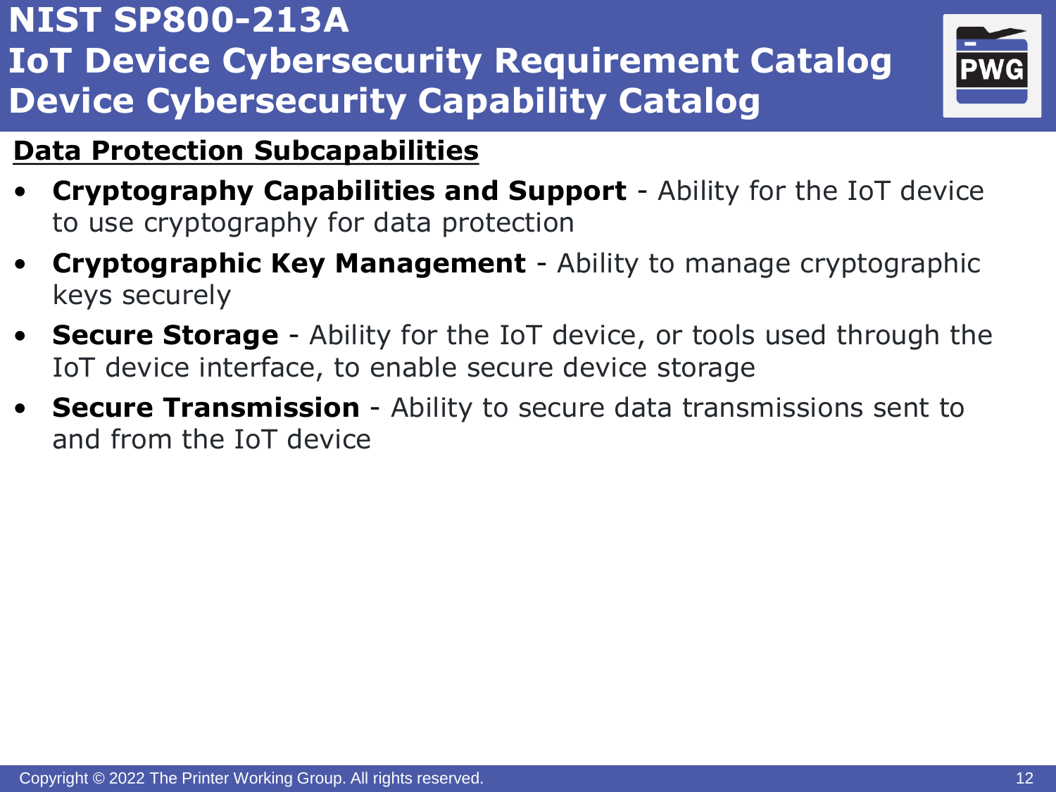# NIST SP800-213A IoT Device Cybersecurity Requirement Catalog Device Cybersecurity Capability Catalog

## Data Protection Subcapabilities

- **Cryptography Capabilities and Support** - Ability for the IoT device to use cryptography for data protection
- **Cryptographic Key Management** - Ability to manage cryptographic keys securely
- **Secure Storage** - Ability for the IoT device, or tools used through the IoT device interface, to enable secure device storage
- **Secure Transmission** - Ability to secure data transmissions sent to and from the IoT device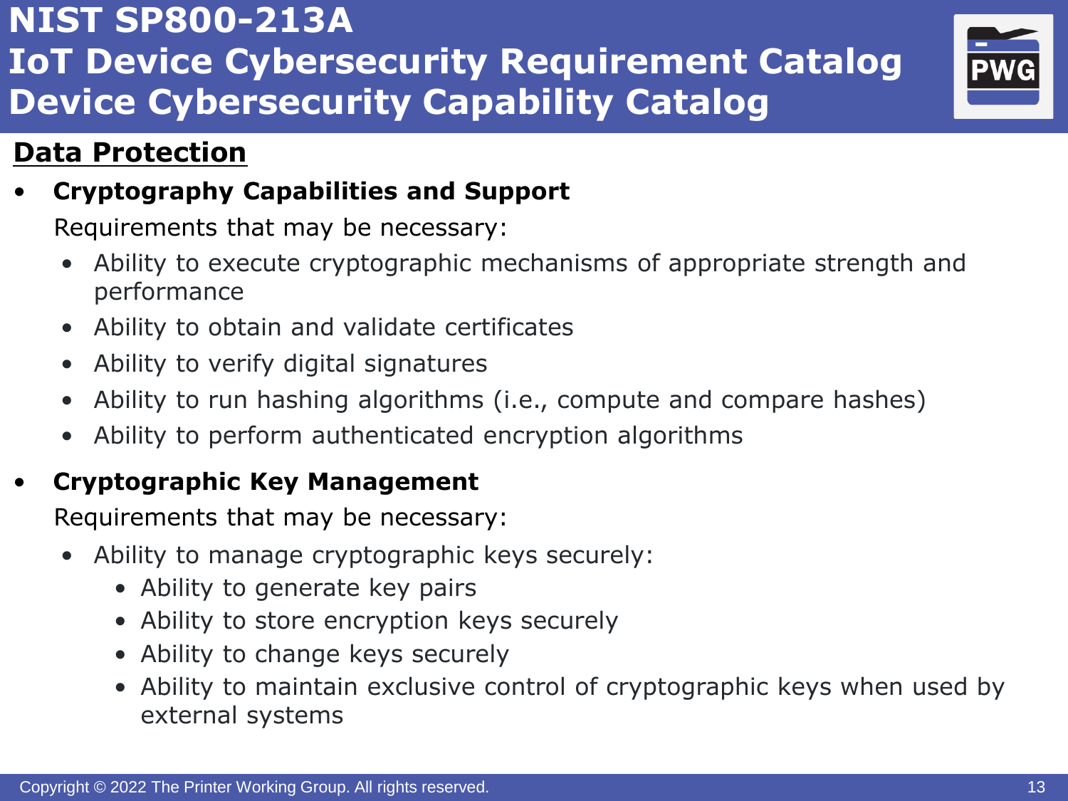# NIST SP800-213A IoT Device Cybersecurity Requirement Catalog Device Cybersecurity Capability Catalog

## Data Protection

- **Cryptography Capabilities and Support**

  Requirements that may be necessary:

  - Ability to execute cryptographic mechanisms of appropriate strength and performance
  - Ability to obtain and validate certificates
  - Ability to verify digital signatures
  - Ability to run hashing algorithms (i.e., compute and compare hashes)
  - Ability to perform authenticated encryption algorithms

- **Cryptographic Key Management**

  Requirements that may be necessary:

  - Ability to manage cryptographic keys securely:
    - Ability to generate key pairs
    - Ability to store encryption keys securely
    - Ability to change keys securely
    - Ability to maintain exclusive control of cryptographic keys when used by external systems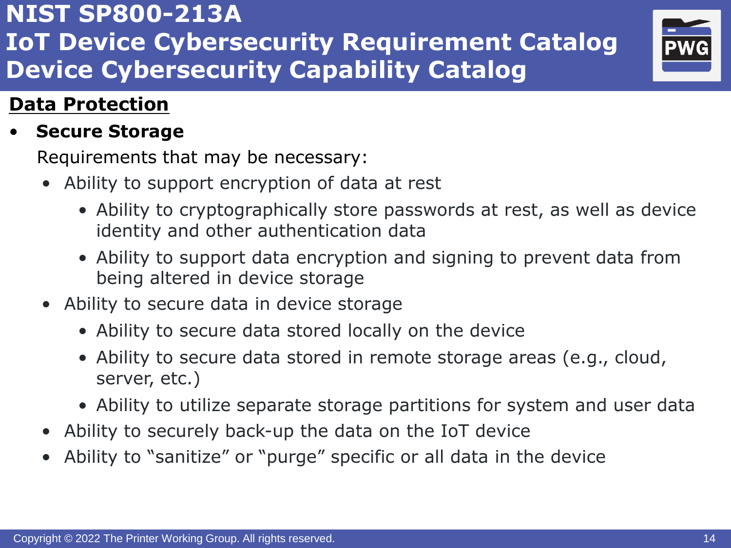# NIST SP800-213A IoT Device Cybersecurity Requirement Catalog Device Cybersecurity Capability Catalog

## Data Protection

- **Secure Storage**

  Requirements that may be necessary:

  - Ability to support encryption of data at rest
    - Ability to cryptographically store passwords at rest, as well as device identity and other authentication data
    - Ability to support data encryption and signing to prevent data from being altered in device storage
  - Ability to secure data in device storage
    - Ability to secure data stored locally on the device
    - Ability to secure data stored in remote storage areas (e.g., cloud, server, etc.)
    - Ability to utilize separate storage partitions for system and user data
  - Ability to securely back-up the data on the IoT device
  - Ability to “sanitize” or “purge” specific or all data in the device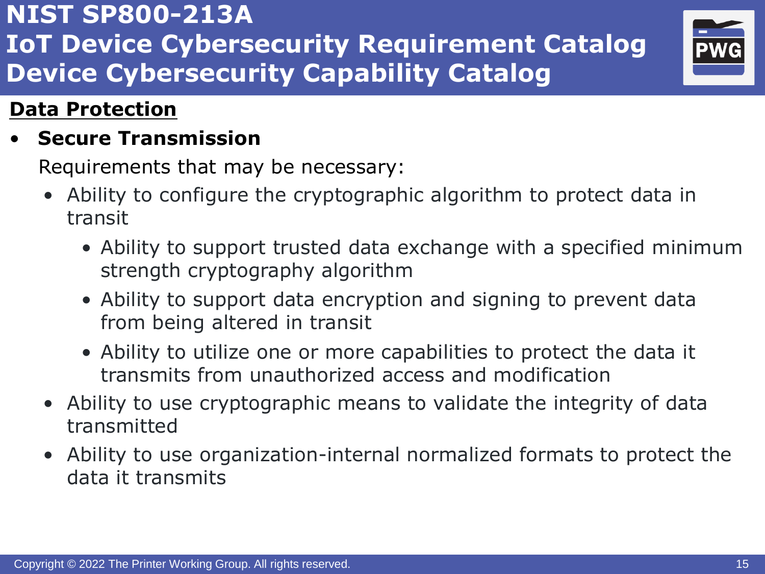# NIST SP800-213A
# IoT Device Cybersecurity Requirement Catalog
# Device Cybersecurity Capability Catalog

## Data Protection

- **Secure Transmission**

  Requirements that may be necessary:

  - Ability to configure the cryptographic algorithm to protect data in transit
    - Ability to support trusted data exchange with a specified minimum strength cryptography algorithm
    - Ability to support data encryption and signing to prevent data from being altered in transit
    - Ability to utilize one or more capabilities to protect the data it transmits from unauthorized access and modification
  - Ability to use cryptographic means to validate the integrity of data transmitted
  - Ability to use organization-internal normalized formats to protect the data it transmits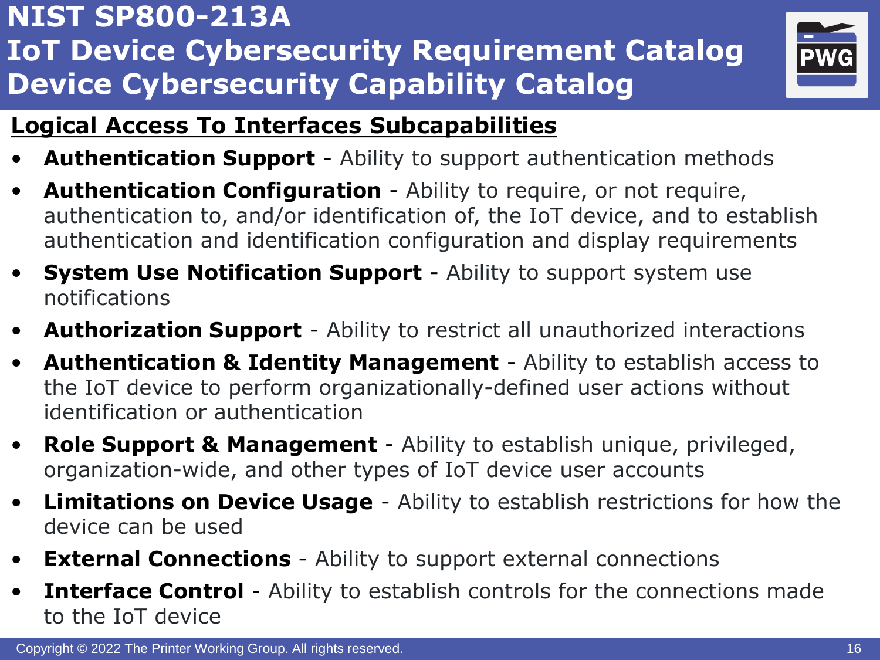# NIST SP800-213A IoT Device Cybersecurity Requirement Catalog Device Cybersecurity Capability Catalog

## Logical Access To Interfaces Subcapabilities

- **Authentication Support** - Ability to support authentication methods
- **Authentication Configuration** - Ability to require, or not require, authentication to, and/or identification of, the IoT device, and to establish authentication and identification configuration and display requirements
- **System Use Notification Support** - Ability to support system use notifications
- **Authorization Support** - Ability to restrict all unauthorized interactions
- **Authentication & Identity Management** - Ability to establish access to the IoT device to perform organizationally-defined user actions without identification or authentication
- **Role Support & Management** - Ability to establish unique, privileged, organization-wide, and other types of IoT device user accounts
- **Limitations on Device Usage** - Ability to establish restrictions for how the device can be used
- **External Connections** - Ability to support external connections
- **Interface Control** - Ability to establish controls for the connections made to the IoT device

Copyright © 2022 The Printer Working Group. All rights reserved.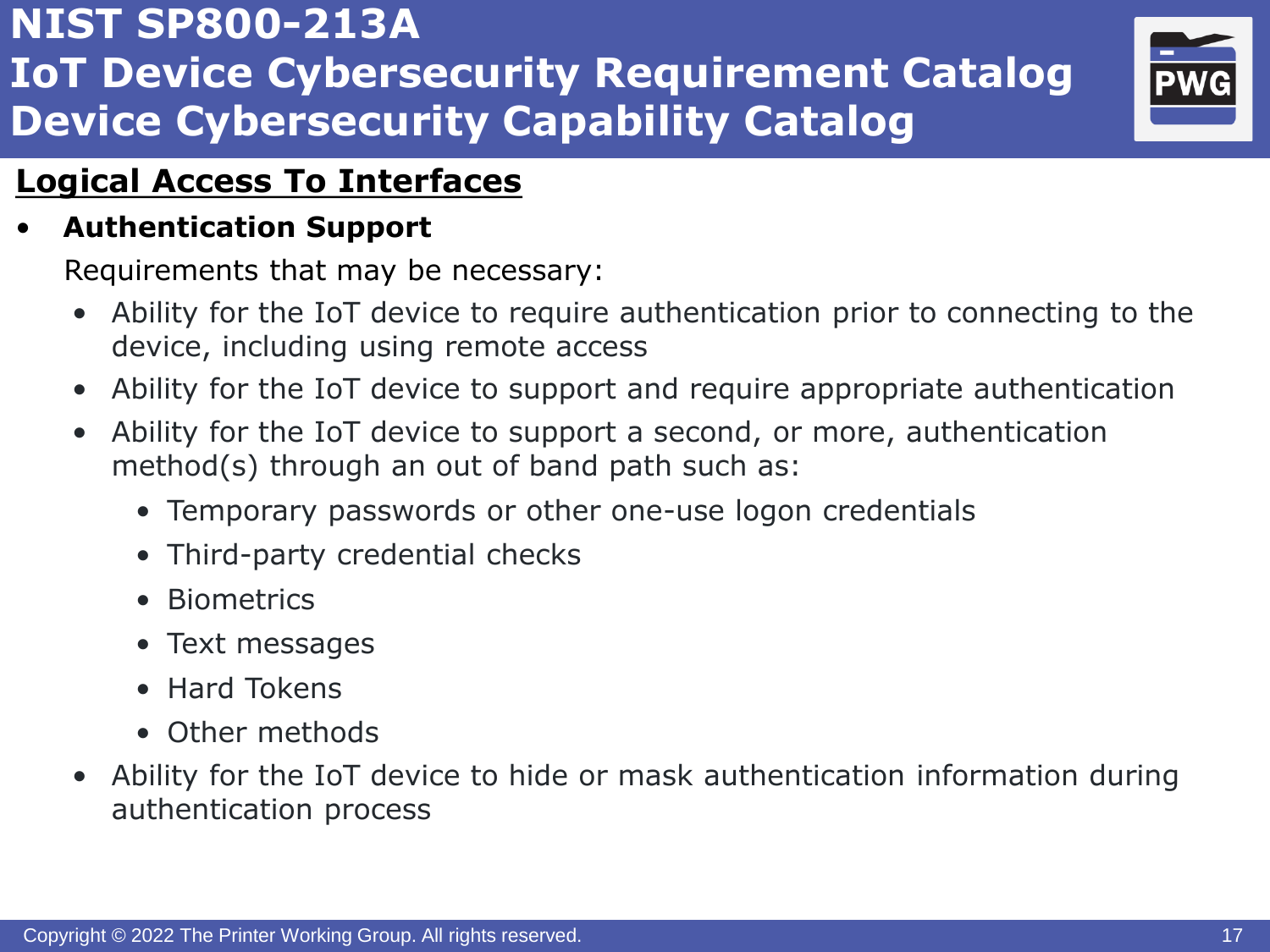# NIST SP800-213A
# IoT Device Cybersecurity Requirement Catalog
# Device Cybersecurity Capability Catalog

## Logical Access To Interfaces

- **Authentication Support**

  Requirements that may be necessary:

  - Ability for the IoT device to require authentication prior to connecting to the device, including using remote access
  - Ability for the IoT device to support and require appropriate authentication
  - Ability for the IoT device to support a second, or more, authentication method(s) through an out of band path such as:
    - Temporary passwords or other one-use logon credentials
    - Third-party credential checks
    - Biometrics
    - Text messages
    - Hard Tokens
    - Other methods
  - Ability for the IoT device to hide or mask authentication information during authentication process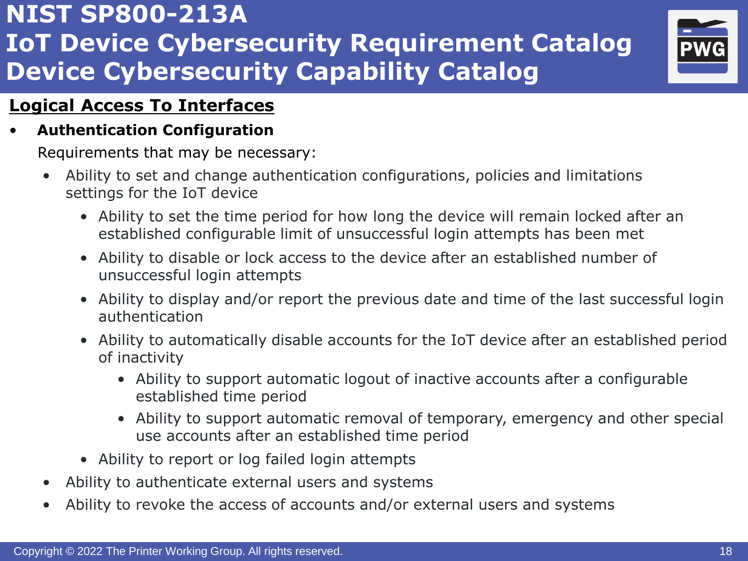# NIST SP800-213A
# IoT Device Cybersecurity Requirement Catalog
# Device Cybersecurity Capability Catalog

## Logical Access To Interfaces

- **Authentication Configuration**

  Requirements that may be necessary:

  - Ability to set and change authentication configurations, policies and limitations settings for the IoT device
    - Ability to set the time period for how long the device will remain locked after an established configurable limit of unsuccessful login attempts has been met
    - Ability to disable or lock access to the device after an established number of unsuccessful login attempts
    - Ability to display and/or report the previous date and time of the last successful login authentication
    - Ability to automatically disable accounts for the IoT device after an established period of inactivity
      - Ability to support automatic logout of inactive accounts after a configurable established time period
      - Ability to support automatic removal of temporary, emergency and other special use accounts after an established time period
    - Ability to report or log failed login attempts
  - Ability to authenticate external users and systems
  - Ability to revoke the access of accounts and/or external users and systems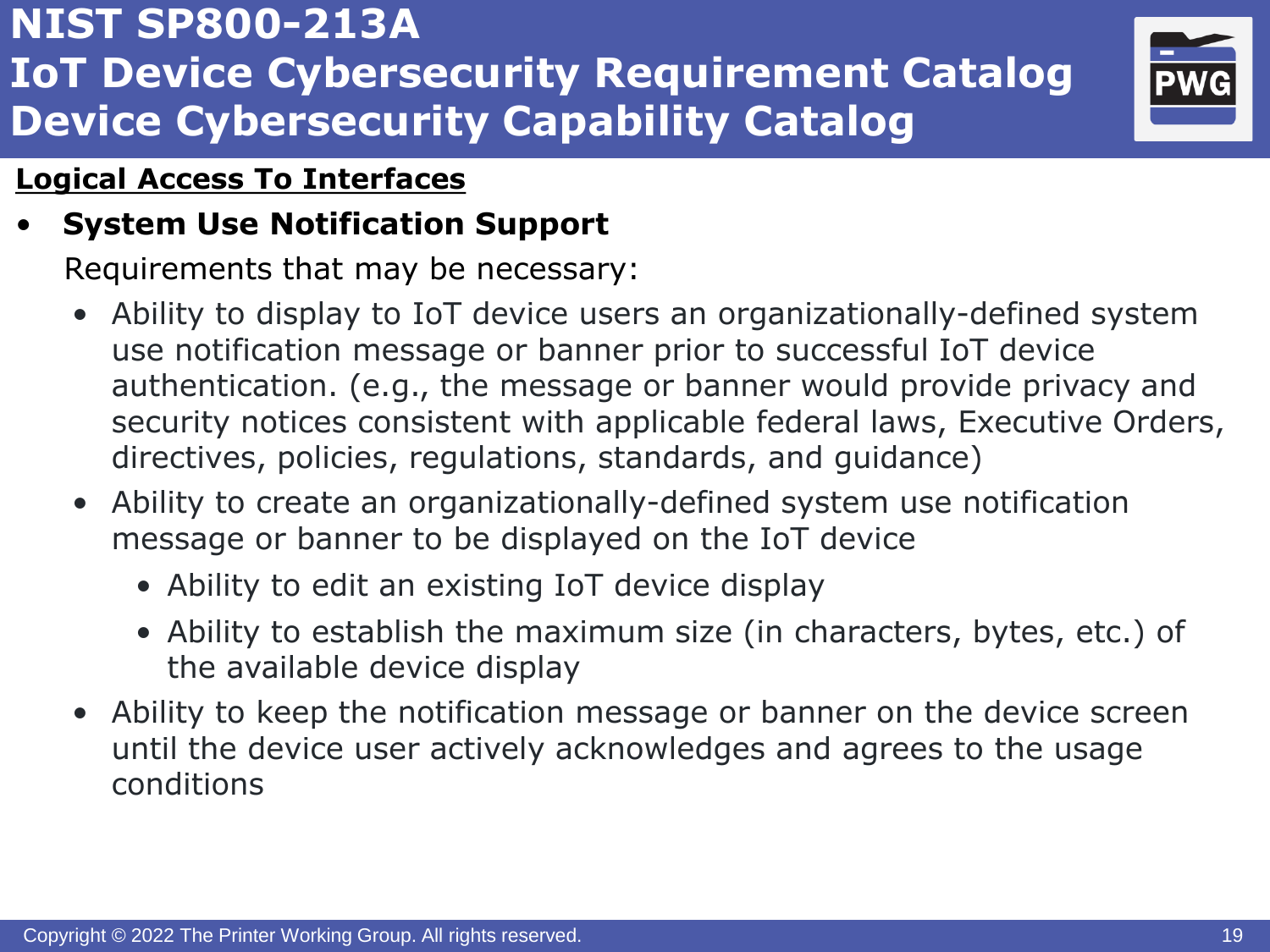# NIST SP800-213A
# IoT Device Cybersecurity Requirement Catalog
# Device Cybersecurity Capability Catalog

**Logical Access To Interfaces**

- **System Use Notification Support**

  Requirements that may be necessary:

  - Ability to display to IoT device users an organizationally-defined system use notification message or banner prior to successful IoT device authentication. (e.g., the message or banner would provide privacy and security notices consistent with applicable federal laws, Executive Orders, directives, policies, regulations, standards, and guidance)
  - Ability to create an organizationally-defined system use notification message or banner to be displayed on the IoT device
    - Ability to edit an existing IoT device display
    - Ability to establish the maximum size (in characters, bytes, etc.) of the available device display
  - Ability to keep the notification message or banner on the device screen until the device user actively acknowledges and agrees to the usage conditions

Copyright © 2022 The Printer Working Group. All rights reserved.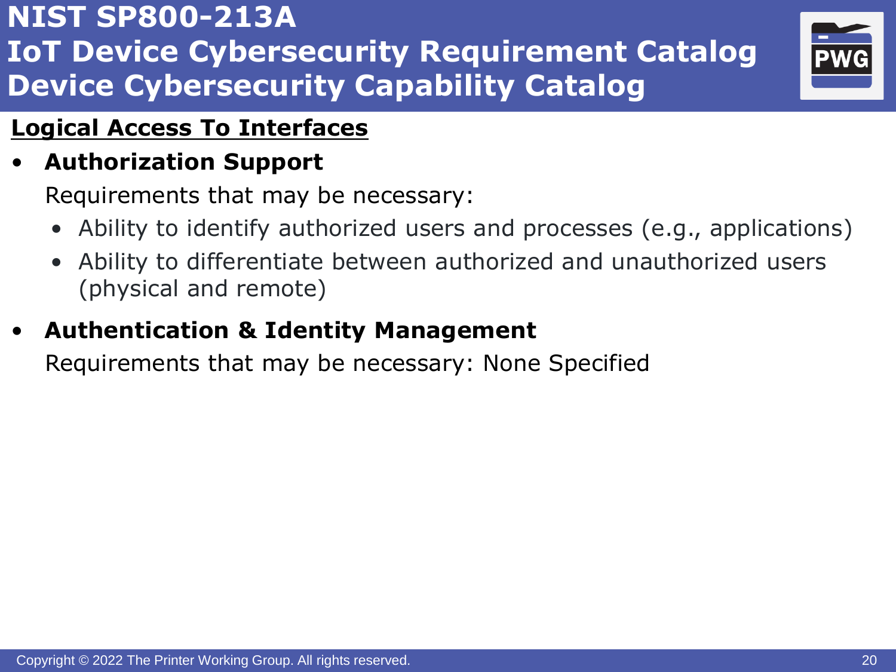# NIST SP800-213A
# IoT Device Cybersecurity Requirement Catalog
# Device Cybersecurity Capability Catalog

## Logical Access To Interfaces

- **Authorization Support**

  Requirements that may be necessary:

  - Ability to identify authorized users and processes (e.g., applications)
  - Ability to differentiate between authorized and unauthorized users (physical and remote)

- **Authentication & Identity Management**

  Requirements that may be necessary: None Specified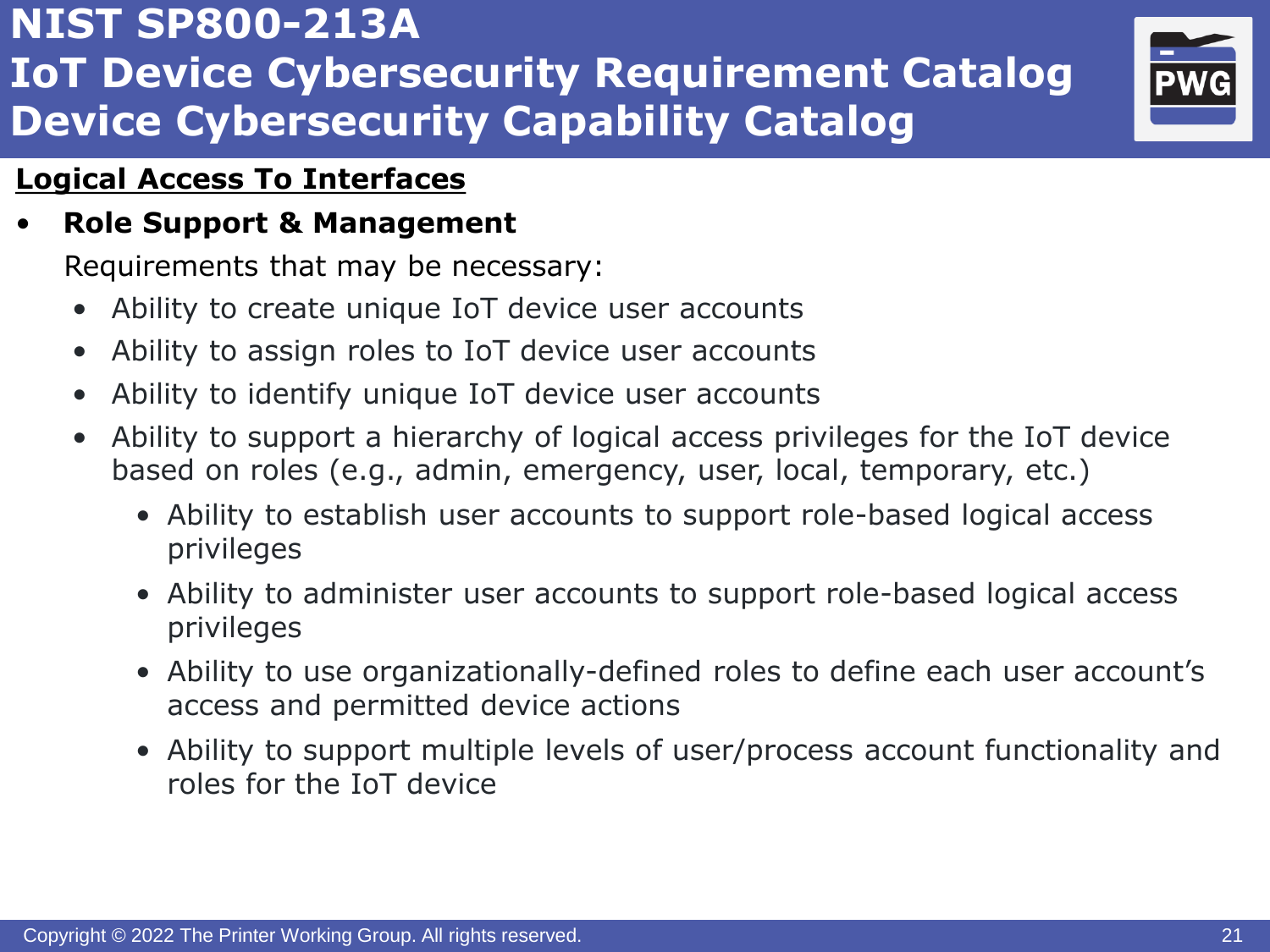# NIST SP800-213A
# IoT Device Cybersecurity Requirement Catalog
# Device Cybersecurity Capability Catalog

**Logical Access To Interfaces**

- **Role Support & Management**

  Requirements that may be necessary:

  - Ability to create unique IoT device user accounts
  - Ability to assign roles to IoT device user accounts
  - Ability to identify unique IoT device user accounts
  - Ability to support a hierarchy of logical access privileges for the IoT device based on roles (e.g., admin, emergency, user, local, temporary, etc.)
    - Ability to establish user accounts to support role-based logical access privileges
    - Ability to administer user accounts to support role-based logical access privileges
    - Ability to use organizationally-defined roles to define each user account's access and permitted device actions
    - Ability to support multiple levels of user/process account functionality and roles for the IoT device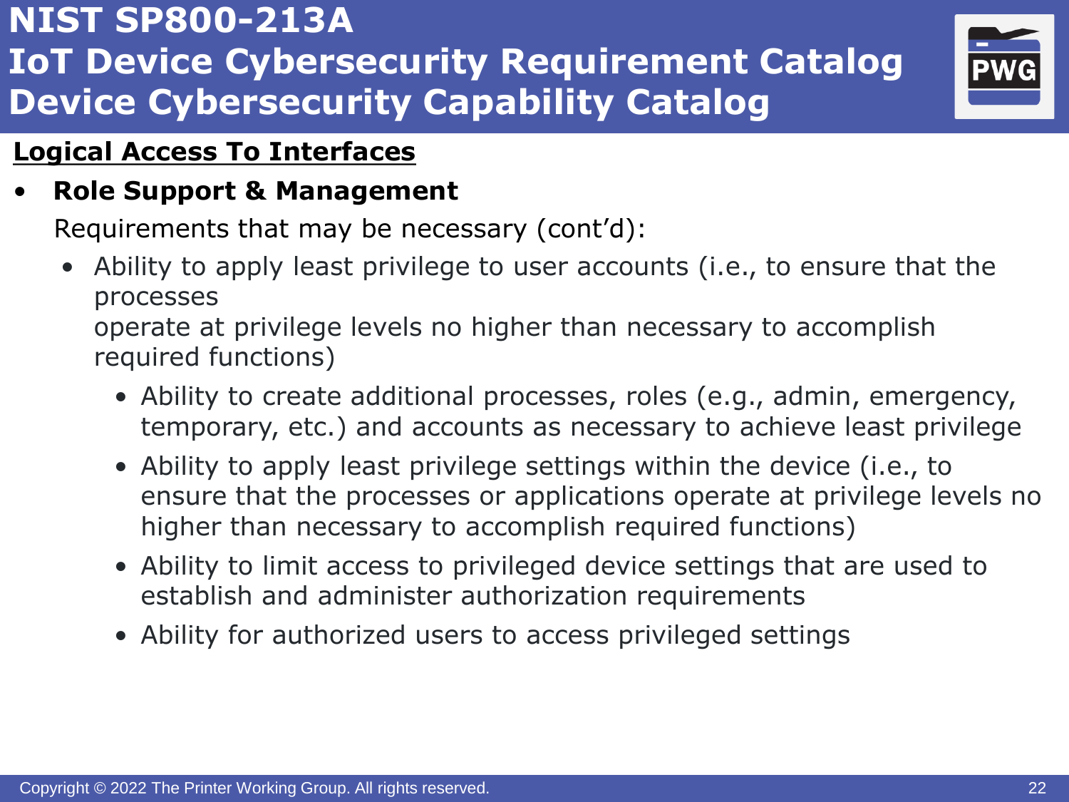# NIST SP800-213A
# IoT Device Cybersecurity Requirement Catalog
# Device Cybersecurity Capability Catalog

## Logical Access To Interfaces

- **Role Support & Management**

  Requirements that may be necessary (cont'd):

  - Ability to apply least privilege to user accounts (i.e., to ensure that the processes operate at privilege levels no higher than necessary to accomplish required functions)
    - Ability to create additional processes, roles (e.g., admin, emergency, temporary, etc.) and accounts as necessary to achieve least privilege
    - Ability to apply least privilege settings within the device (i.e., to ensure that the processes or applications operate at privilege levels no higher than necessary to accomplish required functions)
    - Ability to limit access to privileged device settings that are used to establish and administer authorization requirements
    - Ability for authorized users to access privileged settings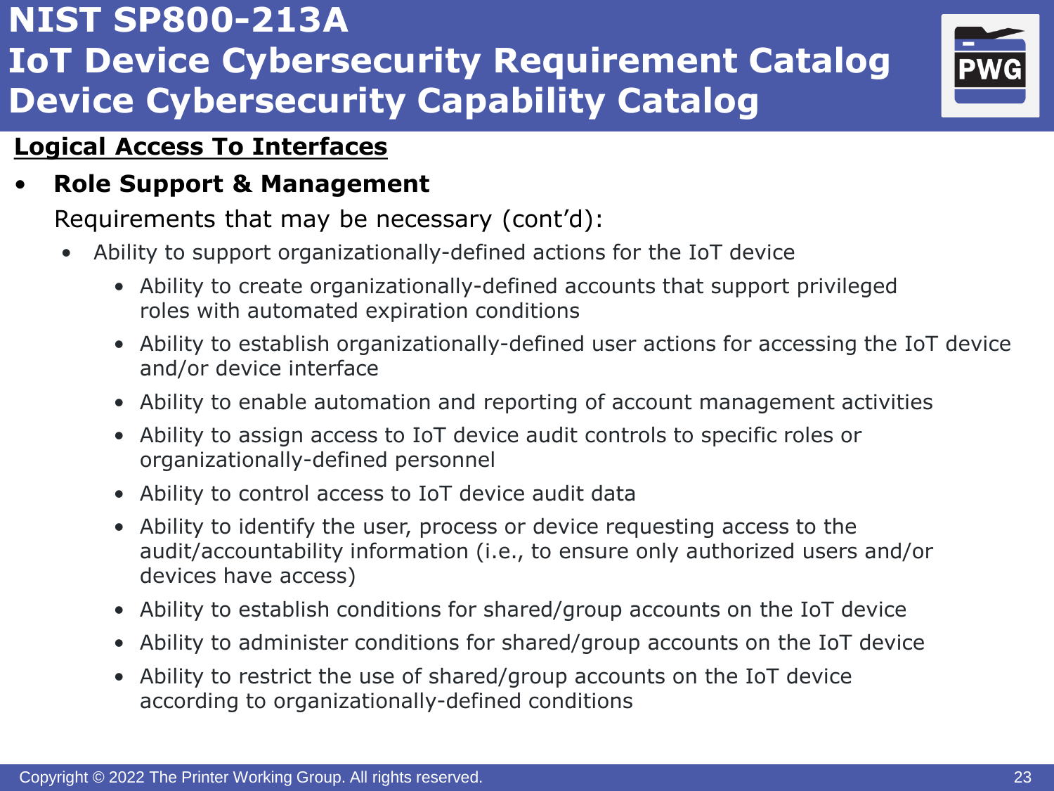# NIST SP800-213A
# IoT Device Cybersecurity Requirement Catalog
# Device Cybersecurity Capability Catalog

**Logical Access To Interfaces**

- **Role Support & Management**

  Requirements that may be necessary (cont'd):

  - Ability to support organizationally-defined actions for the IoT device
    - Ability to create organizationally-defined accounts that support privileged roles with automated expiration conditions
    - Ability to establish organizationally-defined user actions for accessing the IoT device and/or device interface
    - Ability to enable automation and reporting of account management activities
    - Ability to assign access to IoT device audit controls to specific roles or organizationally-defined personnel
    - Ability to control access to IoT device audit data
    - Ability to identify the user, process or device requesting access to the audit/accountability information (i.e., to ensure only authorized users and/or devices have access)
    - Ability to establish conditions for shared/group accounts on the IoT device
    - Ability to administer conditions for shared/group accounts on the IoT device
    - Ability to restrict the use of shared/group accounts on the IoT device according to organizationally-defined conditions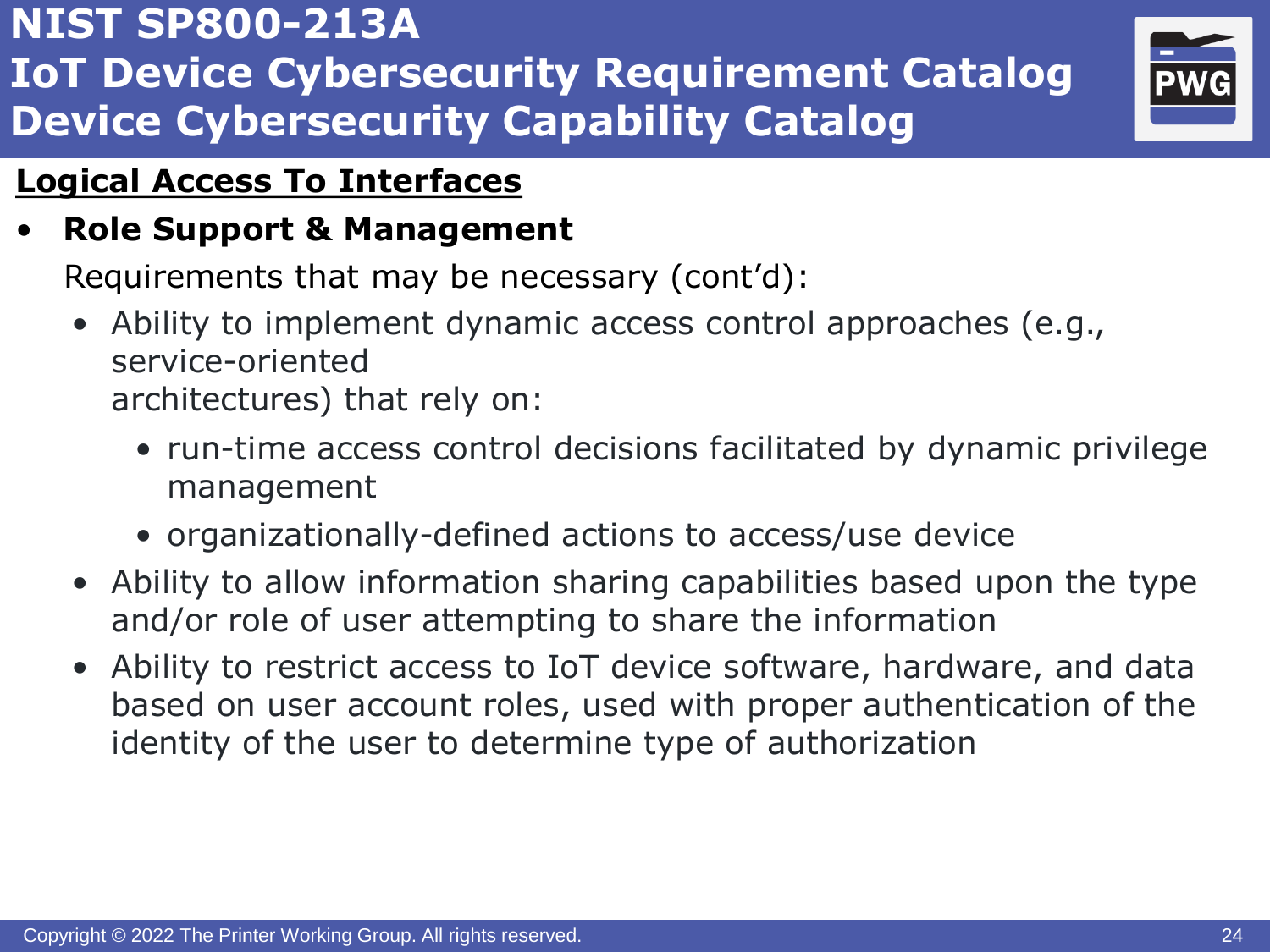# NIST SP800-213A
# IoT Device Cybersecurity Requirement Catalog
# Device Cybersecurity Capability Catalog

## Logical Access To Interfaces

- **Role Support & Management**

  Requirements that may be necessary (cont'd):

  - Ability to implement dynamic access control approaches (e.g., service-oriented architectures) that rely on:
    - run-time access control decisions facilitated by dynamic privilege management
    - organizationally-defined actions to access/use device
  - Ability to allow information sharing capabilities based upon the type and/or role of user attempting to share the information
  - Ability to restrict access to IoT device software, hardware, and data based on user account roles, used with proper authentication of the identity of the user to determine type of authorization

Copyright © 2022 The Printer Working Group. All rights reserved.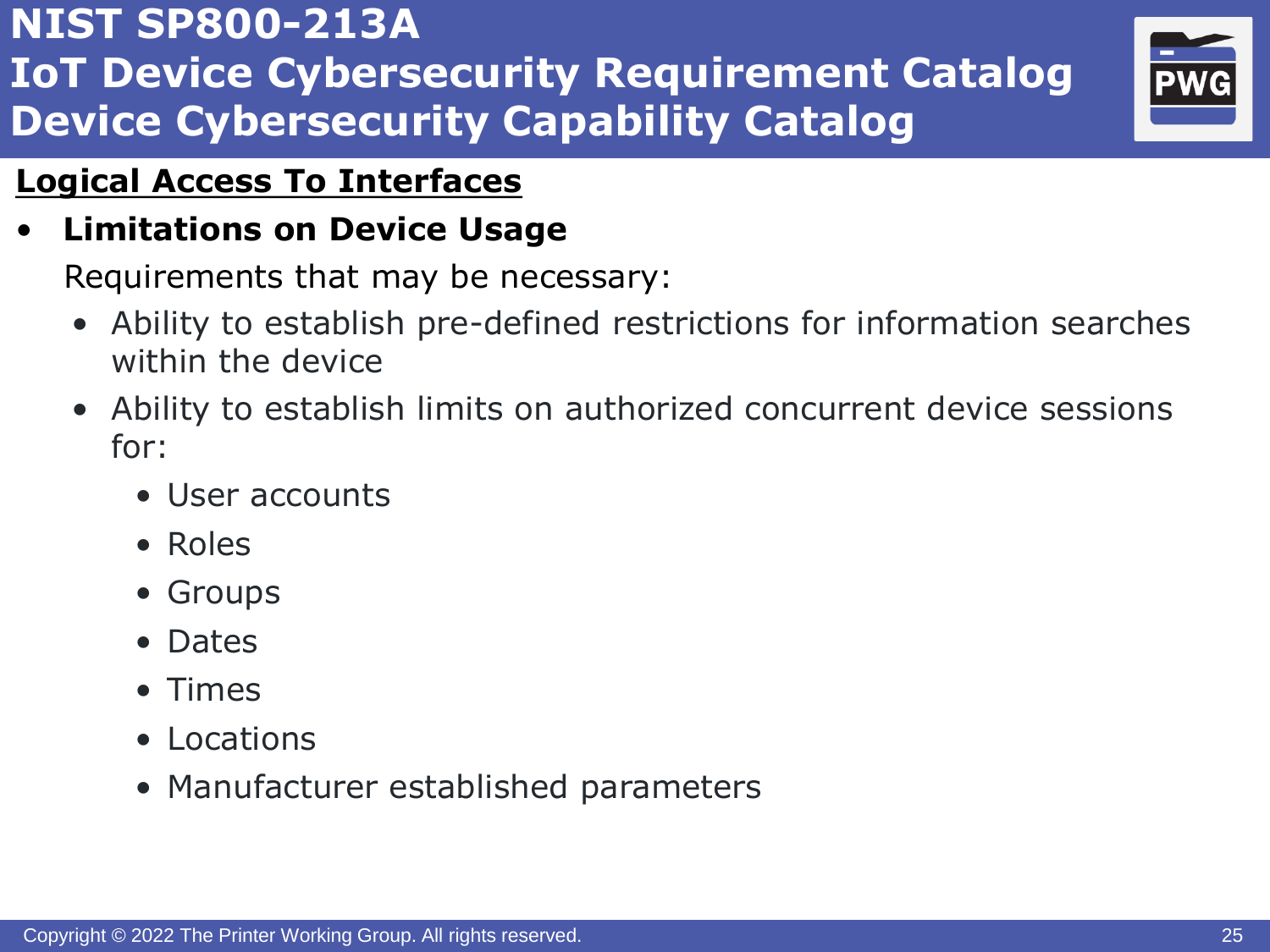# NIST SP800-213A
# IoT Device Cybersecurity Requirement Catalog
# Device Cybersecurity Capability Catalog

## Logical Access To Interfaces

- **Limitations on Device Usage**

  Requirements that may be necessary:

  - Ability to establish pre-defined restrictions for information searches within the device
  - Ability to establish limits on authorized concurrent device sessions for:
    - User accounts
    - Roles
    - Groups
    - Dates
    - Times
    - Locations
    - Manufacturer established parameters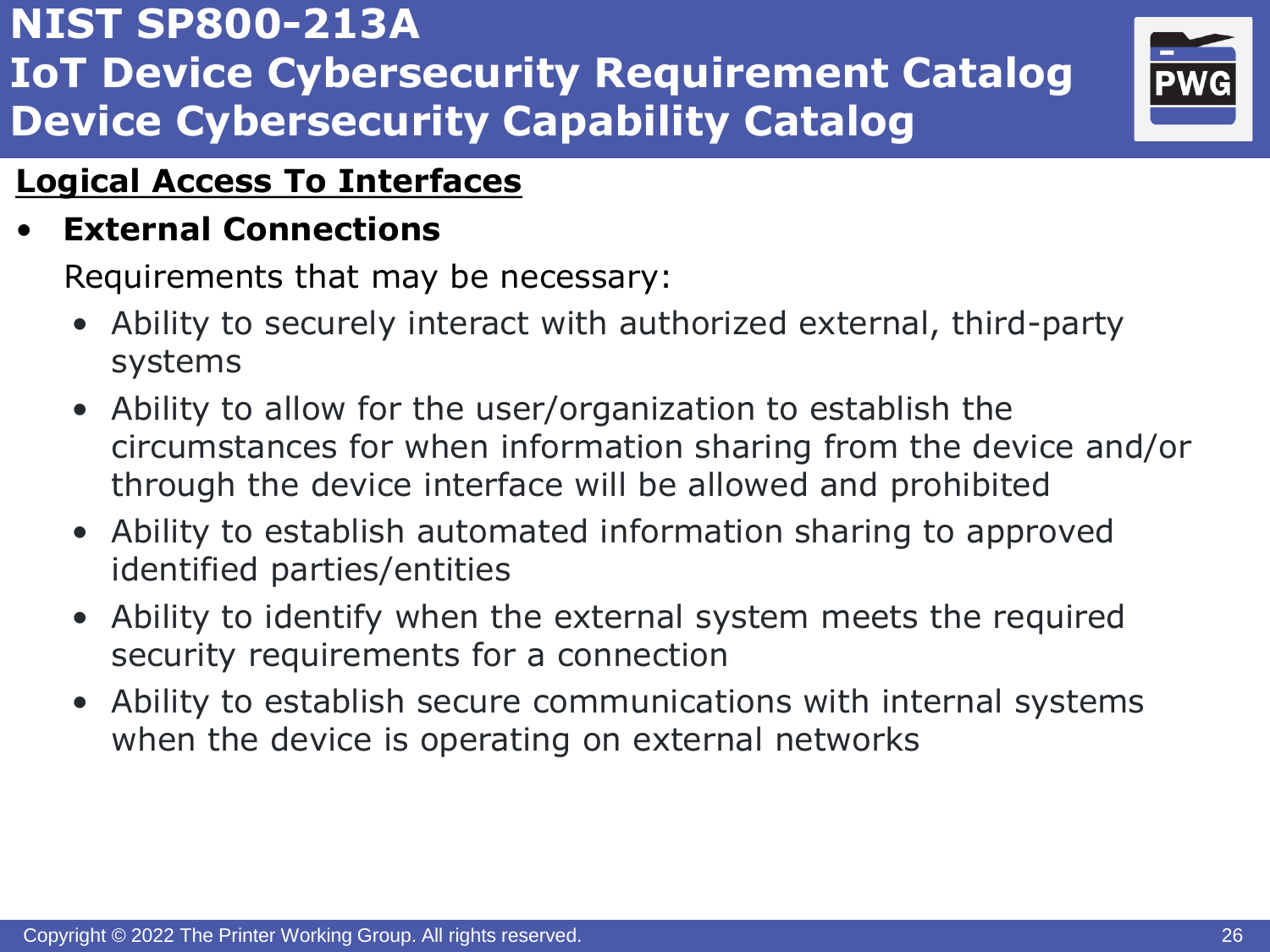# NIST SP800-213A IoT Device Cybersecurity Requirement Catalog Device Cybersecurity Capability Catalog

## Logical Access To Interfaces

- **External Connections**

  Requirements that may be necessary:

  - Ability to securely interact with authorized external, third-party systems
  - Ability to allow for the user/organization to establish the circumstances for when information sharing from the device and/or through the device interface will be allowed and prohibited
  - Ability to establish automated information sharing to approved identified parties/entities
  - Ability to identify when the external system meets the required security requirements for a connection
  - Ability to establish secure communications with internal systems when the device is operating on external networks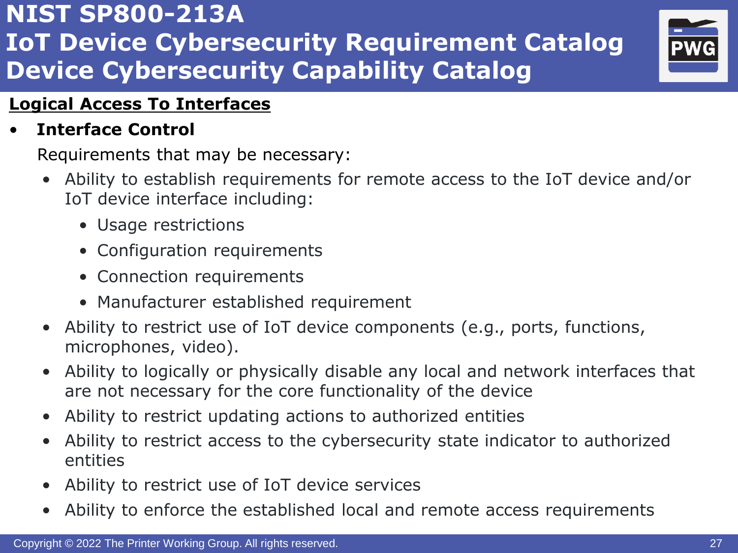# NIST SP800-213A IoT Device Cybersecurity Requirement Catalog Device Cybersecurity Capability Catalog

## Logical Access To Interfaces

- **Interface Control**

  Requirements that may be necessary:

  - Ability to establish requirements for remote access to the IoT device and/or IoT device interface including:
    - Usage restrictions
    - Configuration requirements
    - Connection requirements
    - Manufacturer established requirement
  - Ability to restrict use of IoT device components (e.g., ports, functions, microphones, video).
  - Ability to logically or physically disable any local and network interfaces that are not necessary for the core functionality of the device
  - Ability to restrict updating actions to authorized entities
  - Ability to restrict access to the cybersecurity state indicator to authorized entities
  - Ability to restrict use of IoT device services
  - Ability to enforce the established local and remote access requirements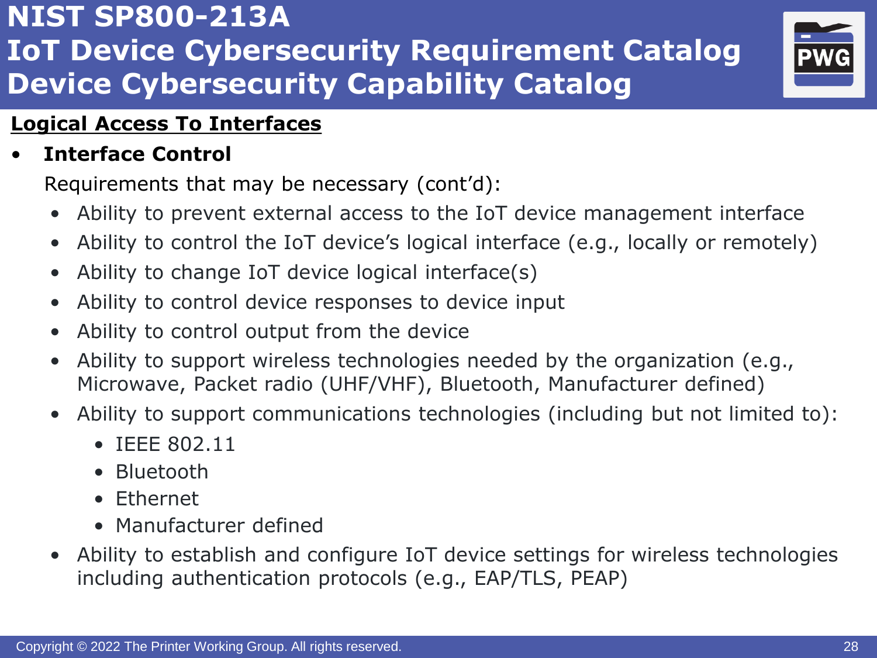# NIST SP800-213A
# IoT Device Cybersecurity Requirement Catalog
# Device Cybersecurity Capability Catalog

## Logical Access To Interfaces

- **Interface Control**

  Requirements that may be necessary (cont'd):

  - Ability to prevent external access to the IoT device management interface
  - Ability to control the IoT device's logical interface (e.g., locally or remotely)
  - Ability to change IoT device logical interface(s)
  - Ability to control device responses to device input
  - Ability to control output from the device
  - Ability to support wireless technologies needed by the organization (e.g., Microwave, Packet radio (UHF/VHF), Bluetooth, Manufacturer defined)
  - Ability to support communications technologies (including but not limited to):
    - IEEE 802.11
    - Bluetooth
    - Ethernet
    - Manufacturer defined
  - Ability to establish and configure IoT device settings for wireless technologies including authentication protocols (e.g., EAP/TLS, PEAP)

Copyright © 2022 The Printer Working Group. All rights reserved.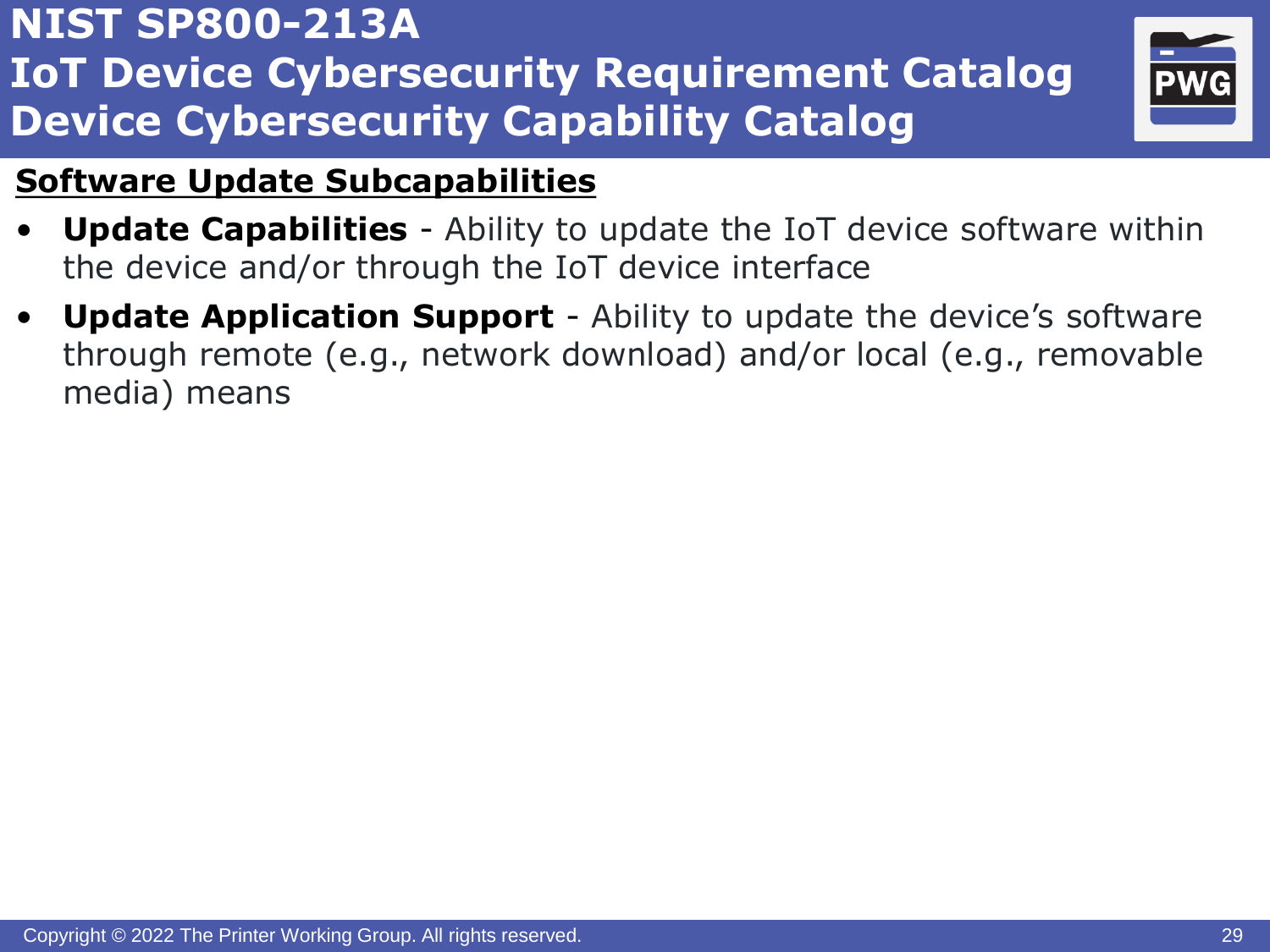# NIST SP800-213A
# IoT Device Cybersecurity Requirement Catalog
# Device Cybersecurity Capability Catalog

## Software Update Subcapabilities

- **Update Capabilities** - Ability to update the IoT device software within the device and/or through the IoT device interface
- **Update Application Support** - Ability to update the device's software through remote (e.g., network download) and/or local (e.g., removable media) means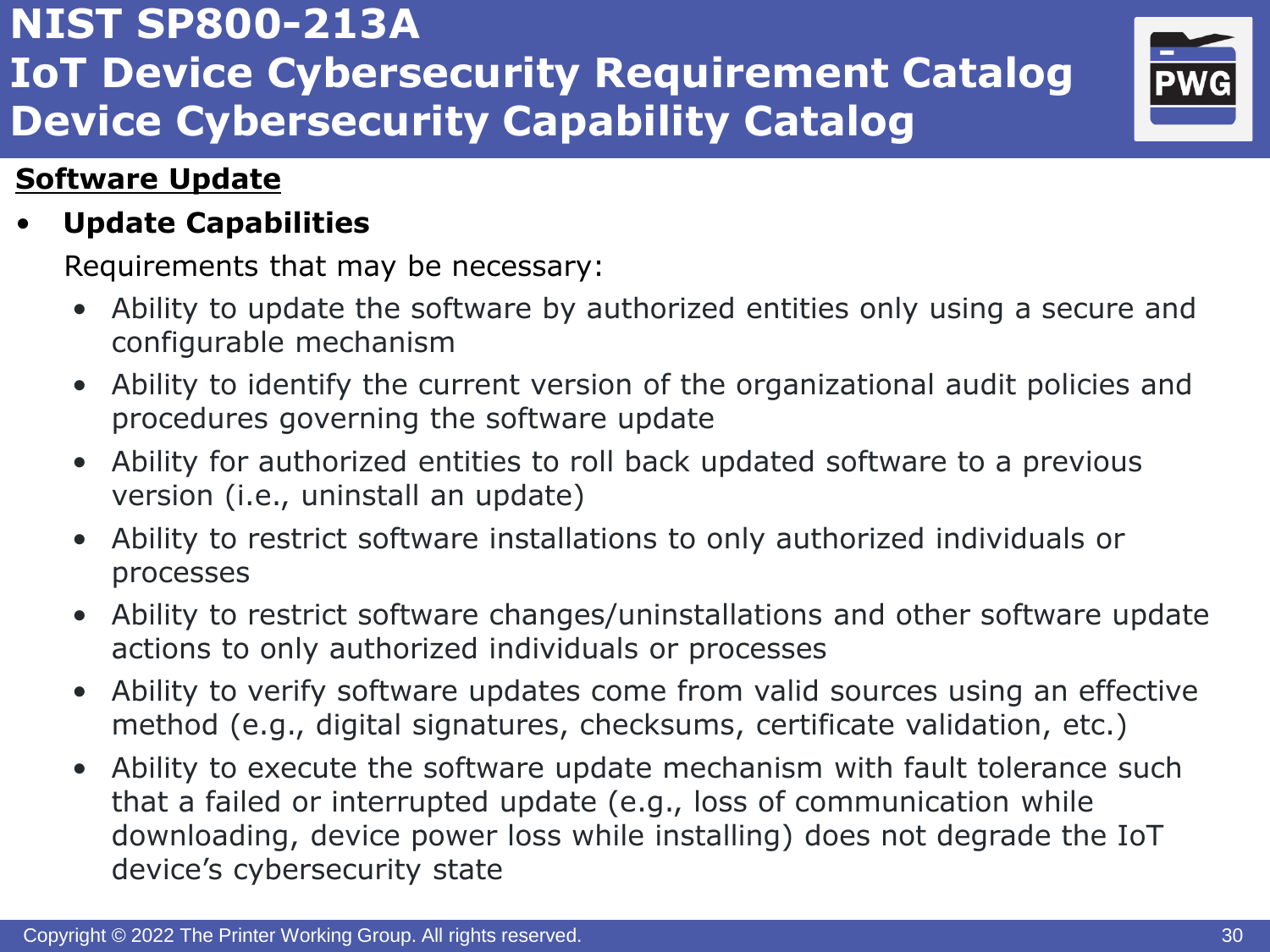# NIST SP800-213A
# IoT Device Cybersecurity Requirement Catalog
# Device Cybersecurity Capability Catalog

**Software Update**

- **Update Capabilities**

  Requirements that may be necessary:

  - Ability to update the software by authorized entities only using a secure and configurable mechanism
  - Ability to identify the current version of the organizational audit policies and procedures governing the software update
  - Ability for authorized entities to roll back updated software to a previous version (i.e., uninstall an update)
  - Ability to restrict software installations to only authorized individuals or processes
  - Ability to restrict software changes/uninstallations and other software update actions to only authorized individuals or processes
  - Ability to verify software updates come from valid sources using an effective method (e.g., digital signatures, checksums, certificate validation, etc.)
  - Ability to execute the software update mechanism with fault tolerance such that a failed or interrupted update (e.g., loss of communication while downloading, device power loss while installing) does not degrade the IoT device's cybersecurity state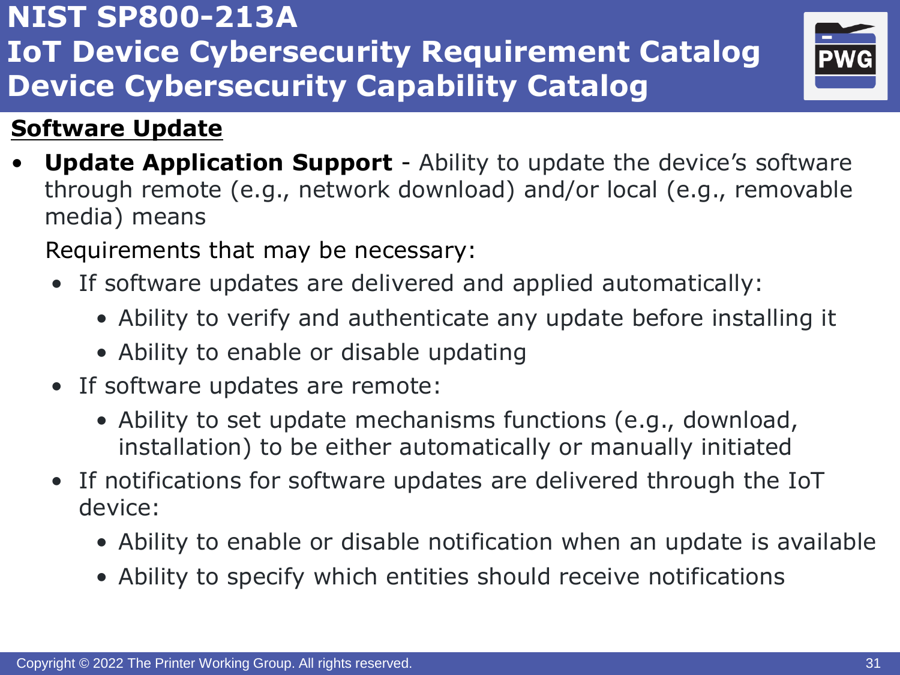# NIST SP800-213A
# IoT Device Cybersecurity Requirement Catalog
# Device Cybersecurity Capability Catalog

## Software Update

- **Update Application Support** - Ability to update the device's software through remote (e.g., network download) and/or local (e.g., removable media) means

  Requirements that may be necessary:

  - If software updates are delivered and applied automatically:
    - Ability to verify and authenticate any update before installing it
    - Ability to enable or disable updating
  - If software updates are remote:
    - Ability to set update mechanisms functions (e.g., download, installation) to be either automatically or manually initiated
  - If notifications for software updates are delivered through the IoT device:
    - Ability to enable or disable notification when an update is available
    - Ability to specify which entities should receive notifications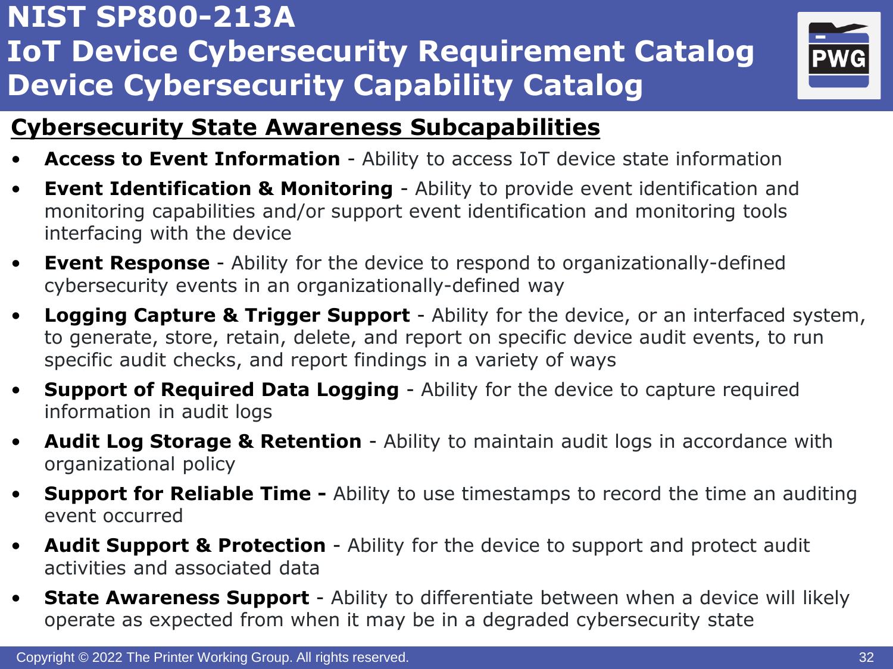# NIST SP800-213A
# IoT Device Cybersecurity Requirement Catalog
# Device Cybersecurity Capability Catalog

## Cybersecurity State Awareness Subcapabilities

- **Access to Event Information** - Ability to access IoT device state information
- **Event Identification & Monitoring** - Ability to provide event identification and monitoring capabilities and/or support event identification and monitoring tools interfacing with the device
- **Event Response** - Ability for the device to respond to organizationally-defined cybersecurity events in an organizationally-defined way
- **Logging Capture & Trigger Support** - Ability for the device, or an interfaced system, to generate, store, retain, delete, and report on specific device audit events, to run specific audit checks, and report findings in a variety of ways
- **Support of Required Data Logging** - Ability for the device to capture required information in audit logs
- **Audit Log Storage & Retention** - Ability to maintain audit logs in accordance with organizational policy
- **Support for Reliable Time -** Ability to use timestamps to record the time an auditing event occurred
- **Audit Support & Protection** - Ability for the device to support and protect audit activities and associated data
- **State Awareness Support** - Ability to differentiate between when a device will likely operate as expected from when it may be in a degraded cybersecurity state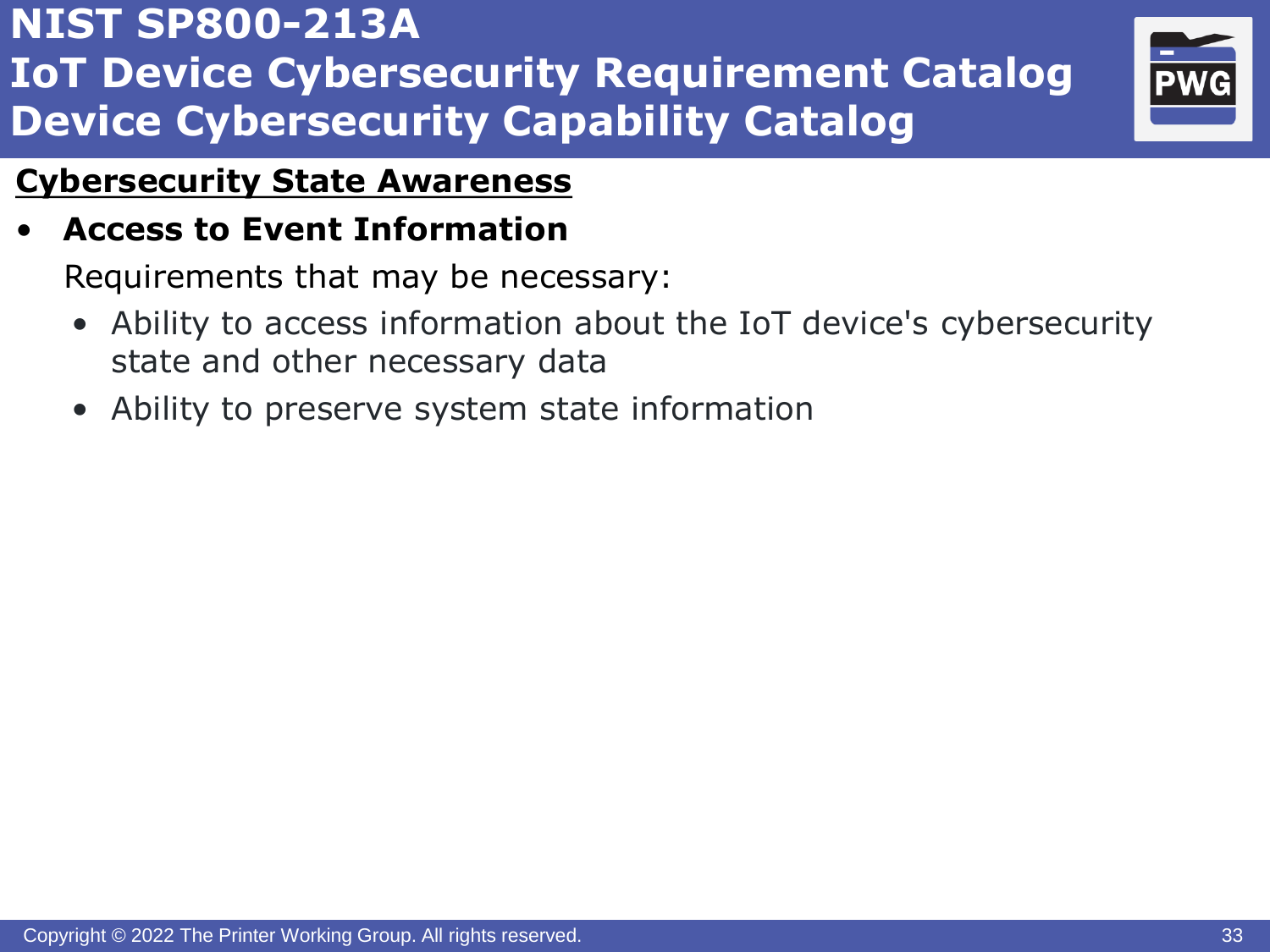# NIST SP800-213A
# IoT Device Cybersecurity Requirement Catalog
# Device Cybersecurity Capability Catalog

## Cybersecurity State Awareness

- **Access to Event Information**

  Requirements that may be necessary:

  - Ability to access information about the IoT device's cybersecurity state and other necessary data
  - Ability to preserve system state information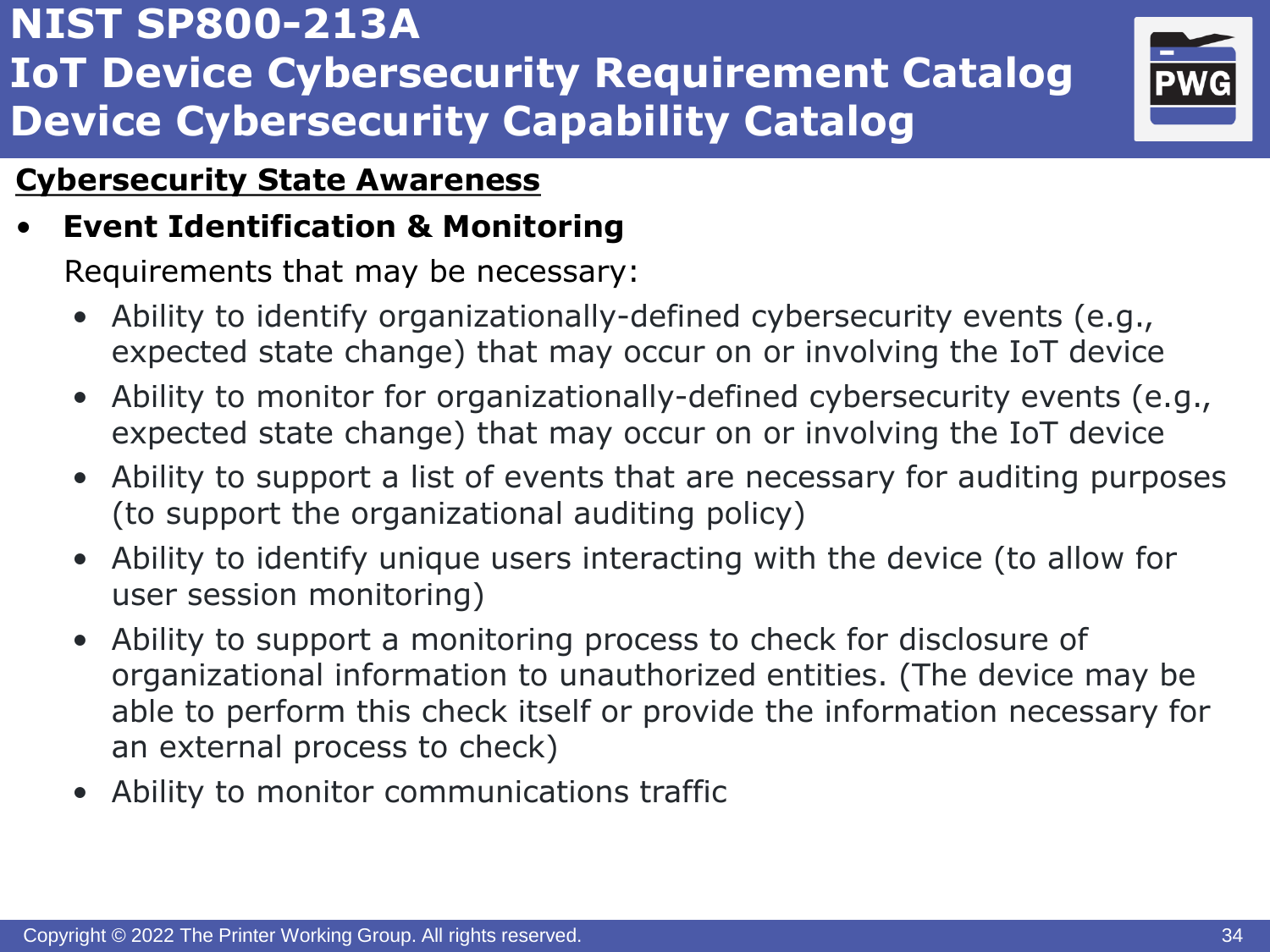# NIST SP800-213A
# IoT Device Cybersecurity Requirement Catalog
# Device Cybersecurity Capability Catalog

## Cybersecurity State Awareness

- **Event Identification & Monitoring**

  Requirements that may be necessary:

  - Ability to identify organizationally-defined cybersecurity events (e.g., expected state change) that may occur on or involving the IoT device
  - Ability to monitor for organizationally-defined cybersecurity events (e.g., expected state change) that may occur on or involving the IoT device
  - Ability to support a list of events that are necessary for auditing purposes (to support the organizational auditing policy)
  - Ability to identify unique users interacting with the device (to allow for user session monitoring)
  - Ability to support a monitoring process to check for disclosure of organizational information to unauthorized entities. (The device may be able to perform this check itself or provide the information necessary for an external process to check)
  - Ability to monitor communications traffic

Copyright © 2022 The Printer Working Group. All rights reserved.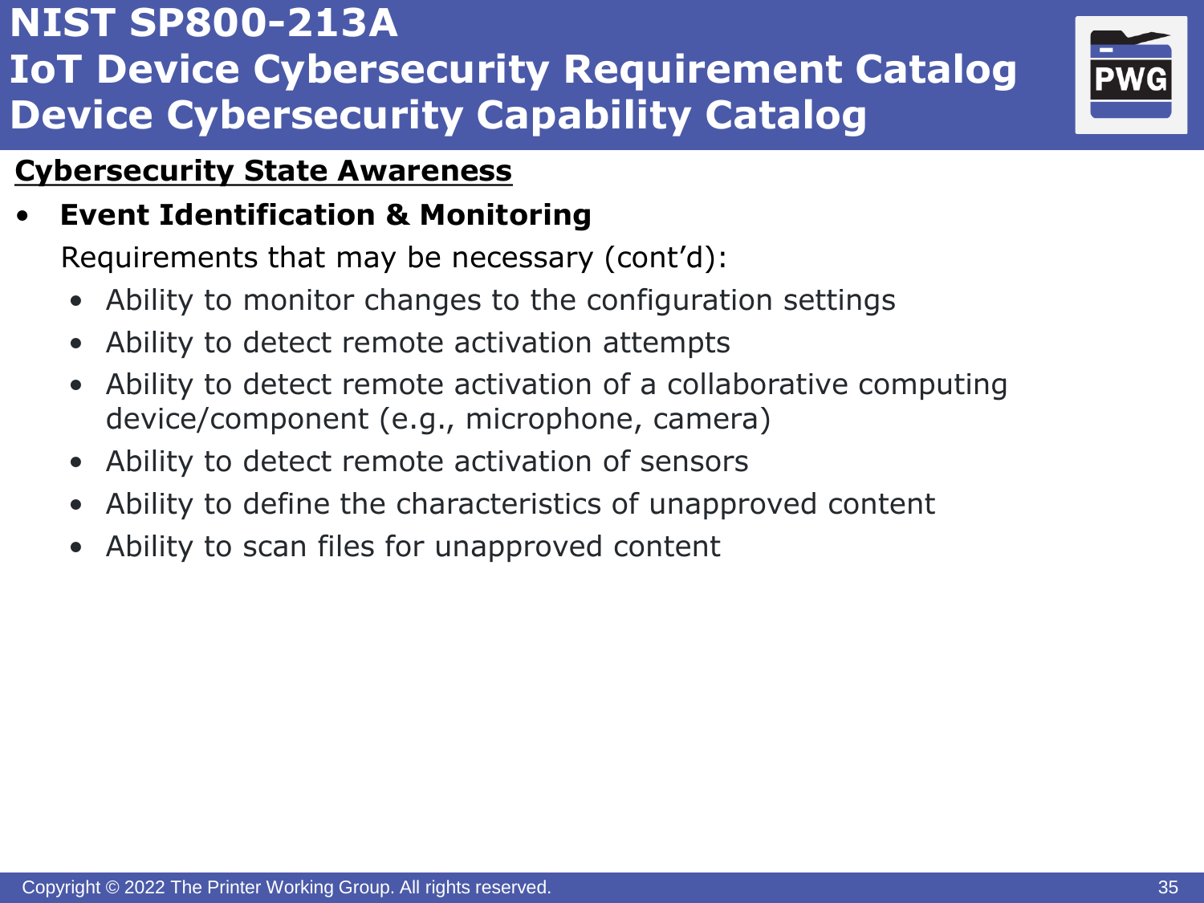# NIST SP800-213A IoT Device Cybersecurity Requirement Catalog Device Cybersecurity Capability Catalog

## Cybersecurity State Awareness

- **Event Identification & Monitoring**

  Requirements that may be necessary (cont'd):

  - Ability to monitor changes to the configuration settings
  - Ability to detect remote activation attempts
  - Ability to detect remote activation of a collaborative computing device/component (e.g., microphone, camera)
  - Ability to detect remote activation of sensors
  - Ability to define the characteristics of unapproved content
  - Ability to scan files for unapproved content

Copyright © 2022 The Printer Working Group. All rights reserved.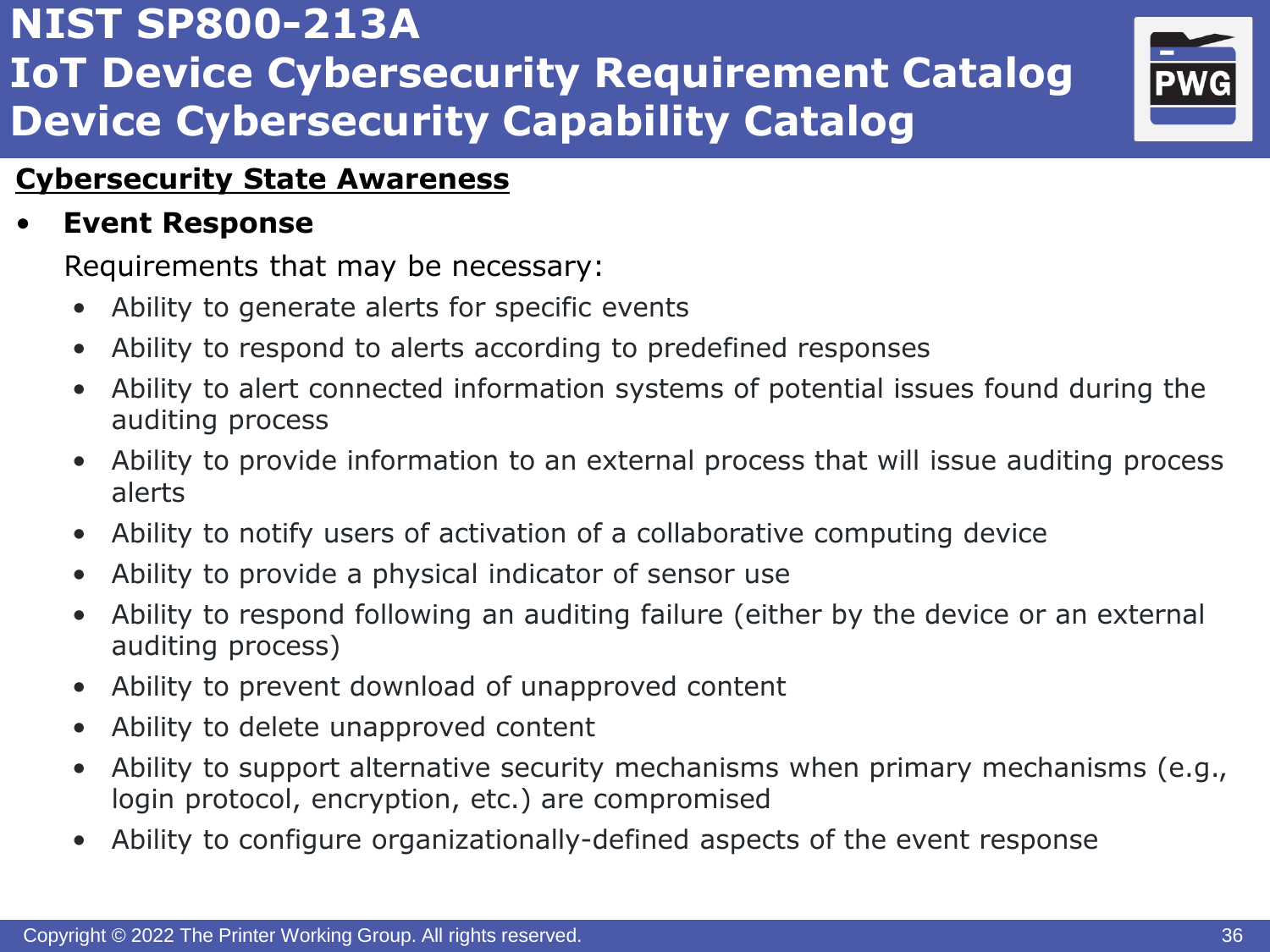# NIST SP800-213A
# IoT Device Cybersecurity Requirement Catalog
# Device Cybersecurity Capability Catalog

## Cybersecurity State Awareness

- **Event Response**

  Requirements that may be necessary:

  - Ability to generate alerts for specific events
  - Ability to respond to alerts according to predefined responses
  - Ability to alert connected information systems of potential issues found during the auditing process
  - Ability to provide information to an external process that will issue auditing process alerts
  - Ability to notify users of activation of a collaborative computing device
  - Ability to provide a physical indicator of sensor use
  - Ability to respond following an auditing failure (either by the device or an external auditing process)
  - Ability to prevent download of unapproved content
  - Ability to delete unapproved content
  - Ability to support alternative security mechanisms when primary mechanisms (e.g., login protocol, encryption, etc.) are compromised
  - Ability to configure organizationally-defined aspects of the event response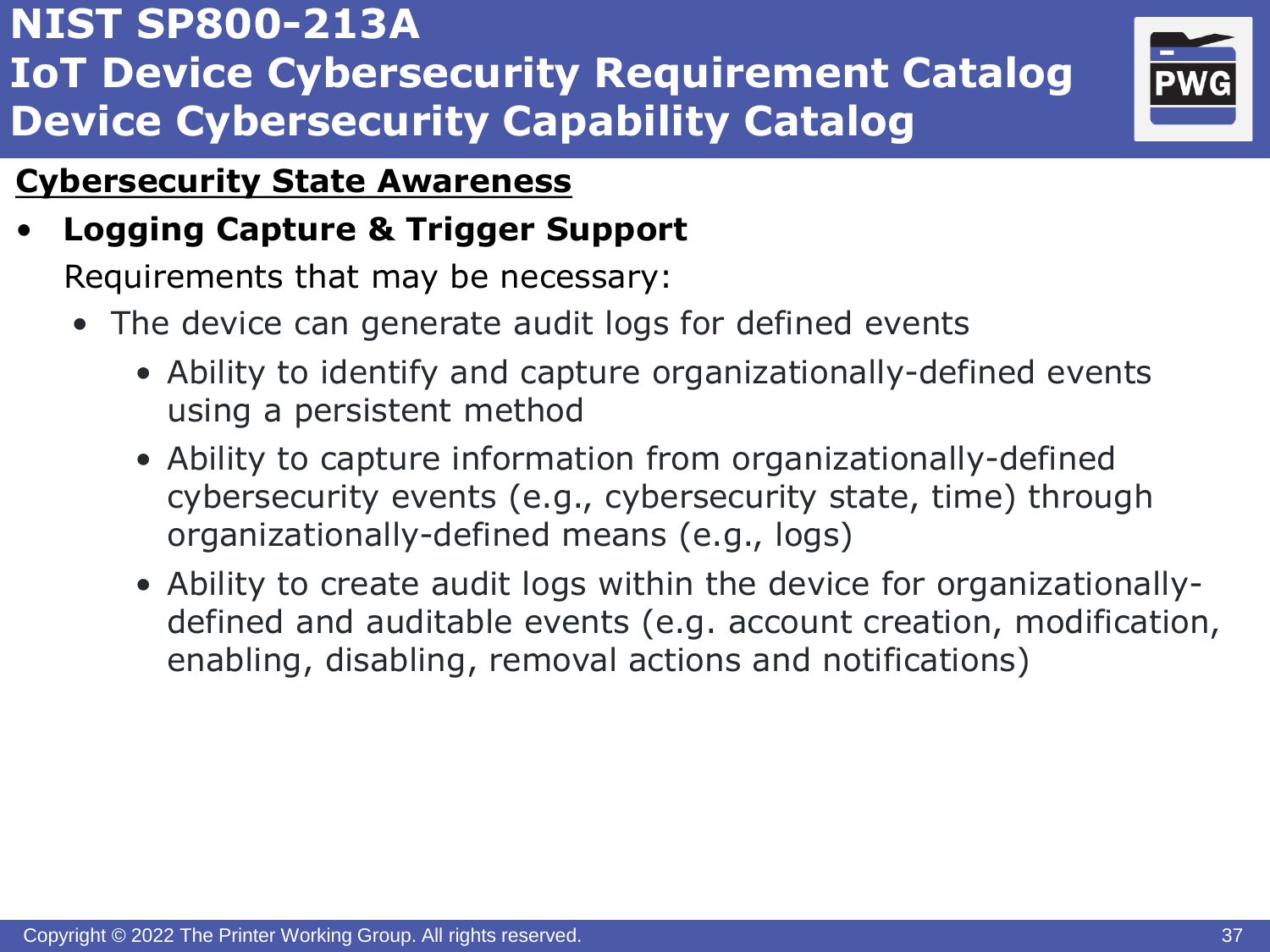# NIST SP800-213A
# IoT Device Cybersecurity Requirement Catalog
# Device Cybersecurity Capability Catalog

## Cybersecurity State Awareness

- **Logging Capture & Trigger Support**

  Requirements that may be necessary:

  - The device can generate audit logs for defined events
    - Ability to identify and capture organizationally-defined events using a persistent method
    - Ability to capture information from organizationally-defined cybersecurity events (e.g., cybersecurity state, time) through organizationally-defined means (e.g., logs)
    - Ability to create audit logs within the device for organizationally-defined and auditable events (e.g. account creation, modification, enabling, disabling, removal actions and notifications)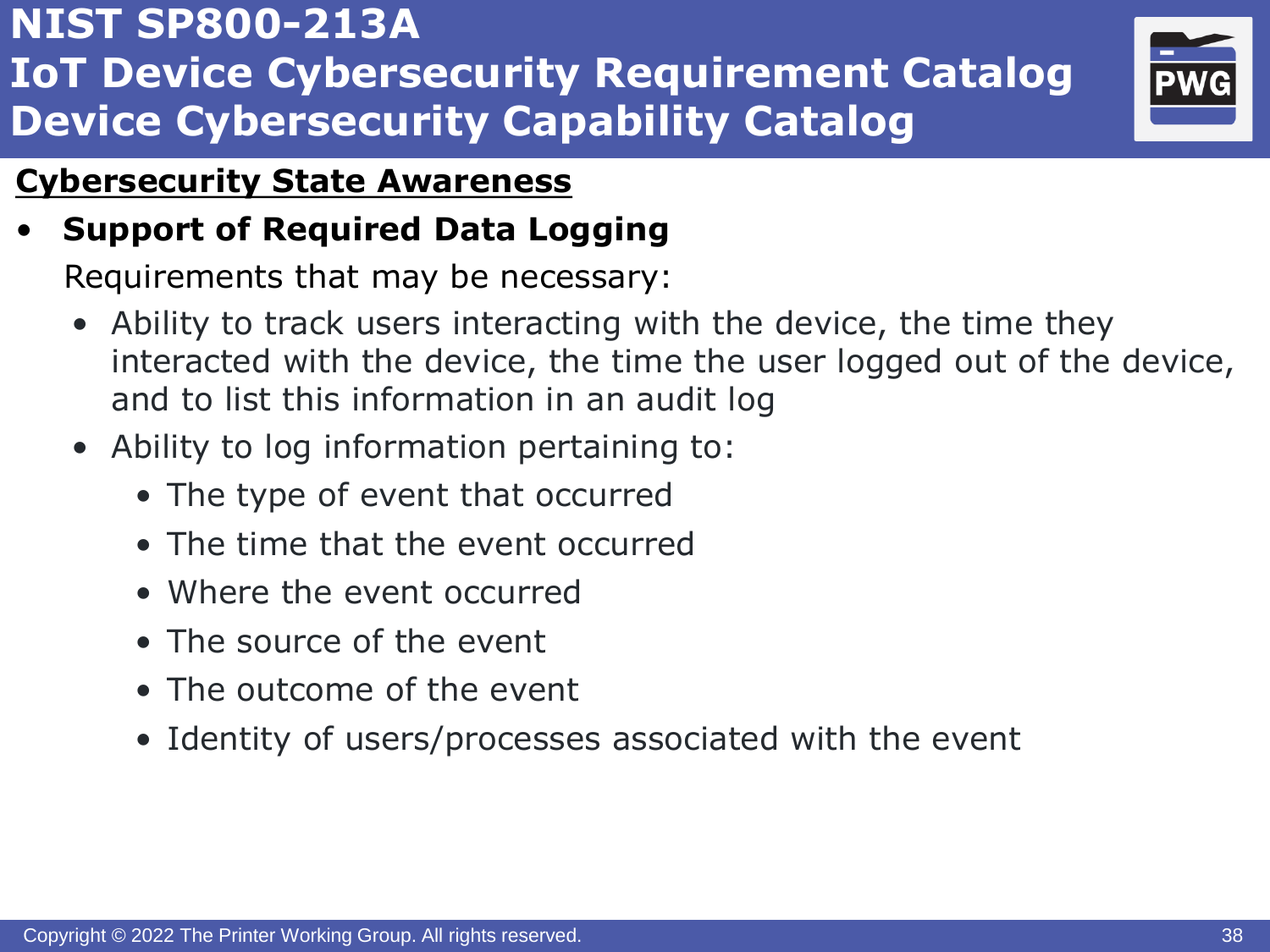# NIST SP800-213A
# IoT Device Cybersecurity Requirement Catalog
# Device Cybersecurity Capability Catalog

## Cybersecurity State Awareness

- **Support of Required Data Logging**

  Requirements that may be necessary:

  - Ability to track users interacting with the device, the time they interacted with the device, the time the user logged out of the device, and to list this information in an audit log
  - Ability to log information pertaining to:
    - The type of event that occurred
    - The time that the event occurred
    - Where the event occurred
    - The source of the event
    - The outcome of the event
    - Identity of users/processes associated with the event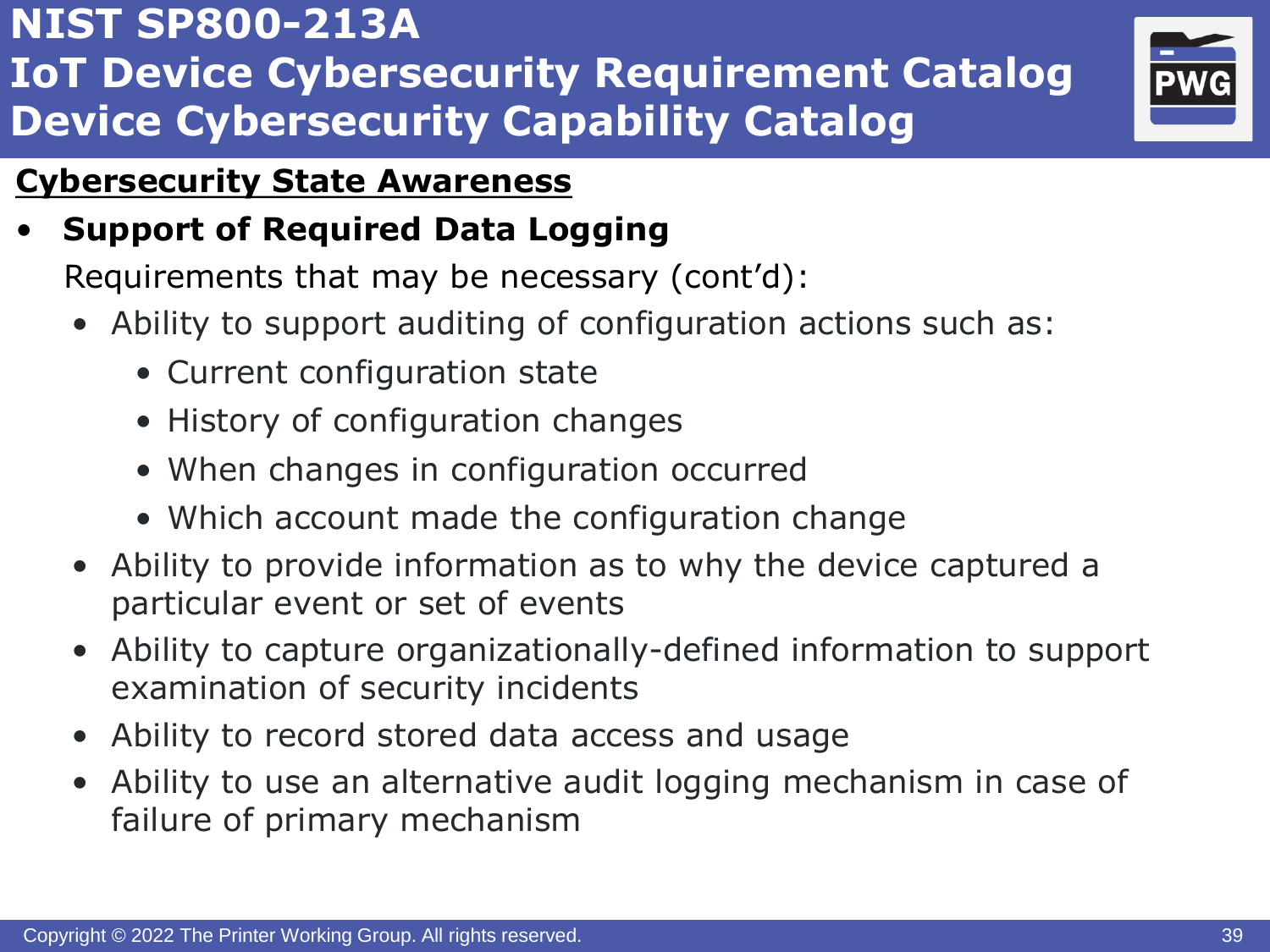# NIST SP800-213A IoT Device Cybersecurity Requirement Catalog Device Cybersecurity Capability Catalog

## Cybersecurity State Awareness

- **Support of Required Data Logging**

  Requirements that may be necessary (cont'd):

  - Ability to support auditing of configuration actions such as:
    - Current configuration state
    - History of configuration changes
    - When changes in configuration occurred
    - Which account made the configuration change
  - Ability to provide information as to why the device captured a particular event or set of events
  - Ability to capture organizationally-defined information to support examination of security incidents
  - Ability to record stored data access and usage
  - Ability to use an alternative audit logging mechanism in case of failure of primary mechanism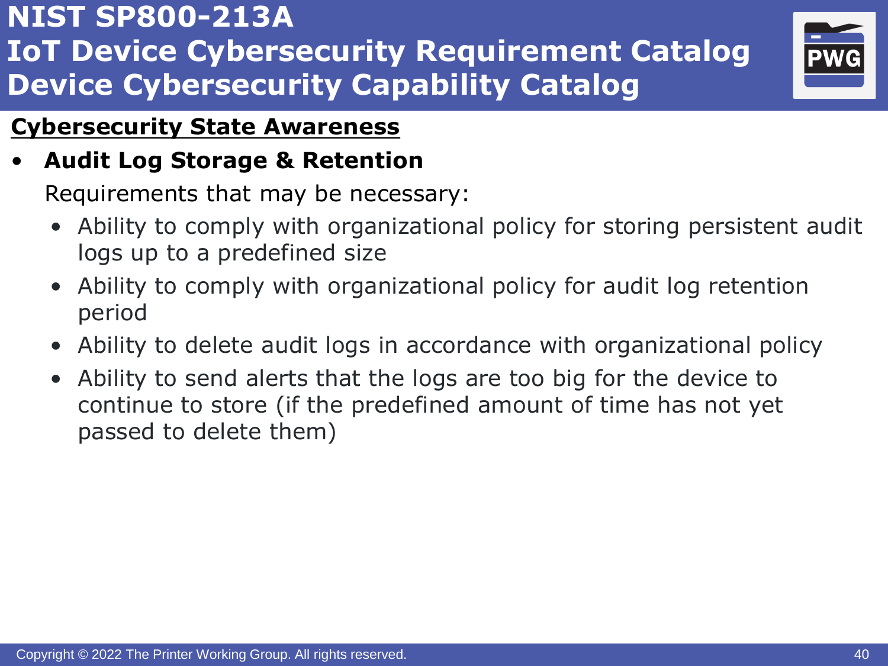# NIST SP800-213A
# IoT Device Cybersecurity Requirement Catalog
# Device Cybersecurity Capability Catalog

## Cybersecurity State Awareness

- **Audit Log Storage & Retention**

  Requirements that may be necessary:

  - Ability to comply with organizational policy for storing persistent audit logs up to a predefined size
  - Ability to comply with organizational policy for audit log retention period
  - Ability to delete audit logs in accordance with organizational policy
  - Ability to send alerts that the logs are too big for the device to continue to store (if the predefined amount of time has not yet passed to delete them)

Copyright © 2022 The Printer Working Group. All rights reserved.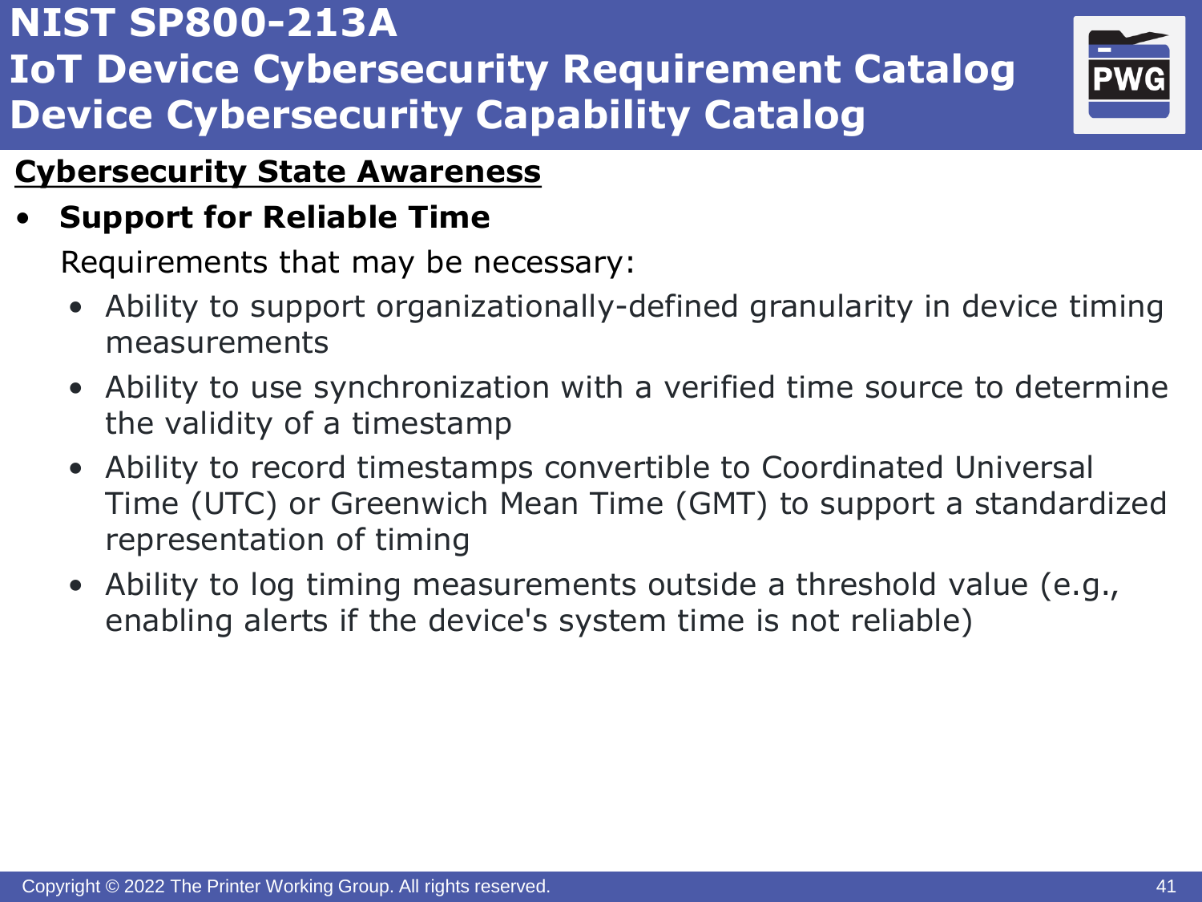# NIST SP800-213A IoT Device Cybersecurity Requirement Catalog Device Cybersecurity Capability Catalog

## Cybersecurity State Awareness

- **Support for Reliable Time**

  Requirements that may be necessary:

  - Ability to support organizationally-defined granularity in device timing measurements
  - Ability to use synchronization with a verified time source to determine the validity of a timestamp
  - Ability to record timestamps convertible to Coordinated Universal Time (UTC) or Greenwich Mean Time (GMT) to support a standardized representation of timing
  - Ability to log timing measurements outside a threshold value (e.g., enabling alerts if the device's system time is not reliable)

Copyright © 2022 The Printer Working Group. All rights reserved.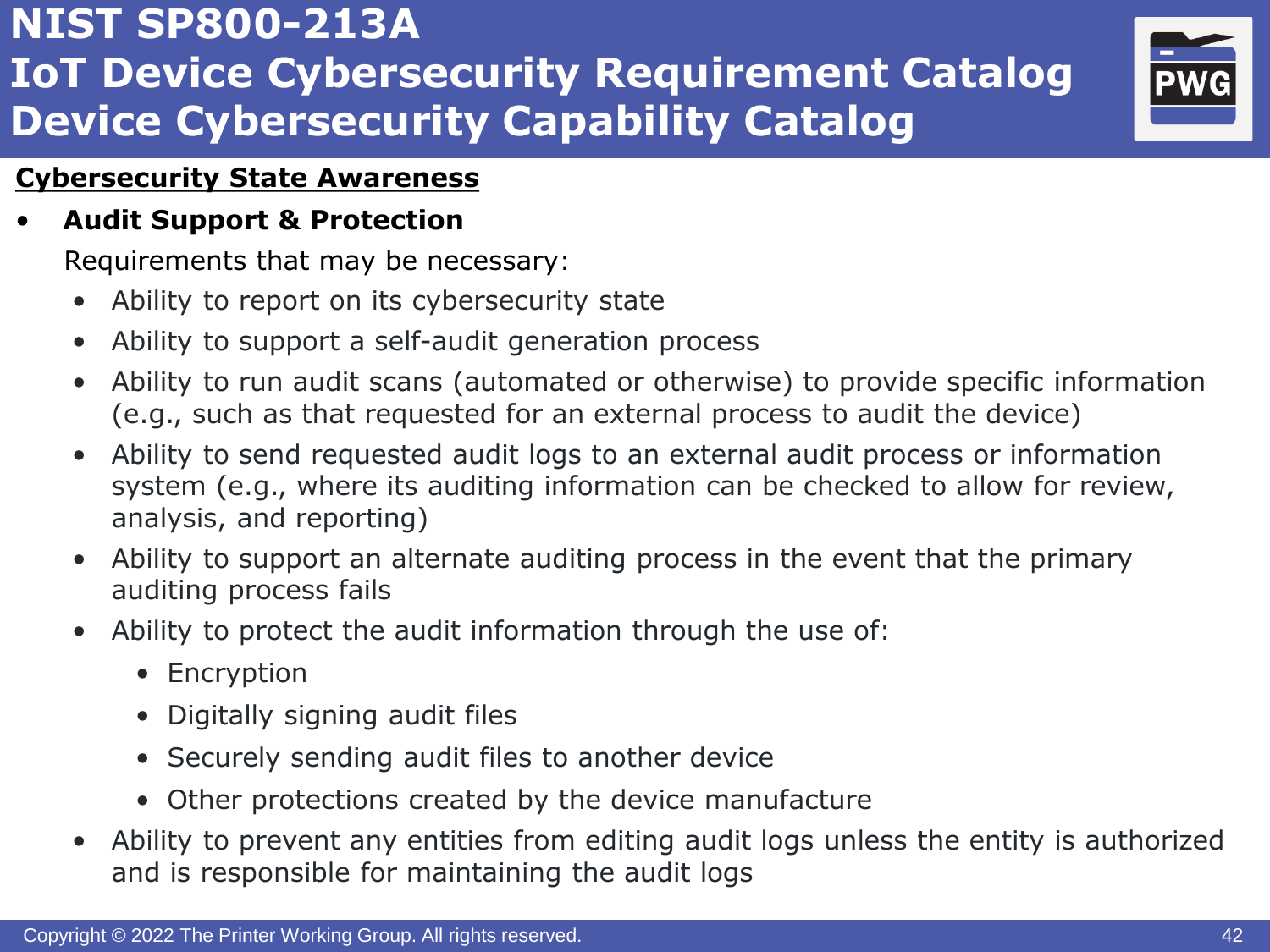# NIST SP800-213A IoT Device Cybersecurity Requirement Catalog Device Cybersecurity Capability Catalog

## Cybersecurity State Awareness

- **Audit Support & Protection**

  Requirements that may be necessary:

  - Ability to report on its cybersecurity state
  - Ability to support a self-audit generation process
  - Ability to run audit scans (automated or otherwise) to provide specific information (e.g., such as that requested for an external process to audit the device)
  - Ability to send requested audit logs to an external audit process or information system (e.g., where its auditing information can be checked to allow for review, analysis, and reporting)
  - Ability to support an alternate auditing process in the event that the primary auditing process fails
  - Ability to protect the audit information through the use of:
    - Encryption
    - Digitally signing audit files
    - Securely sending audit files to another device
    - Other protections created by the device manufacture
  - Ability to prevent any entities from editing audit logs unless the entity is authorized and is responsible for maintaining the audit logs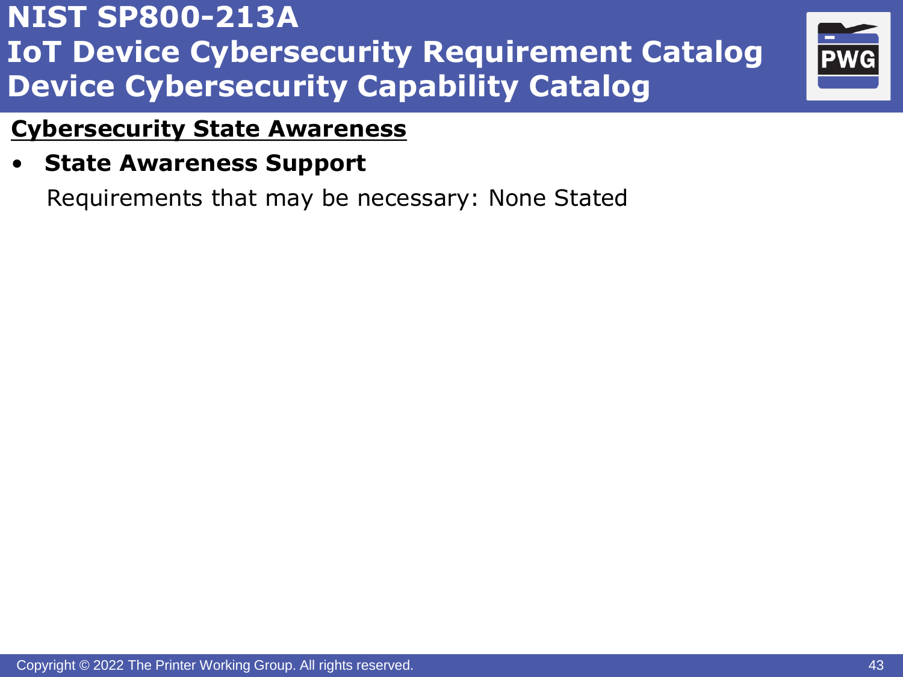# NIST SP800-213A IoT Device Cybersecurity Requirement Catalog Device Cybersecurity Capability Catalog

## Cybersecurity State Awareness

- **State Awareness Support**

  Requirements that may be necessary: None Stated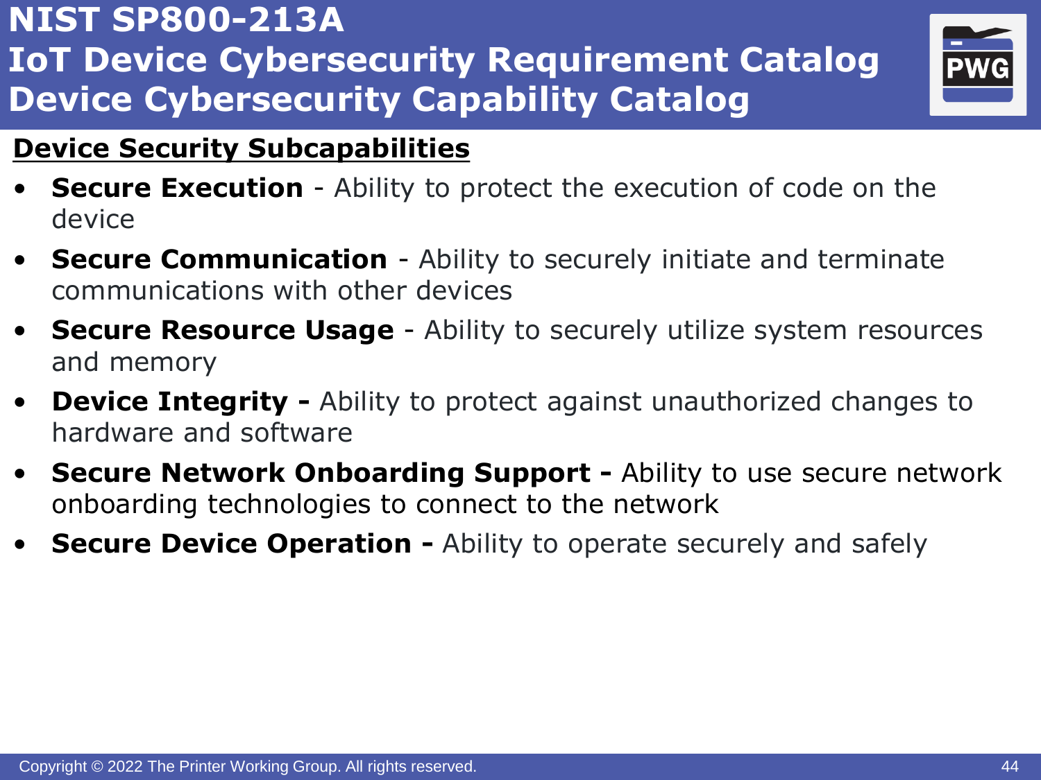# NIST SP800-213A
# IoT Device Cybersecurity Requirement Catalog
# Device Cybersecurity Capability Catalog

## Device Security Subcapabilities

- **Secure Execution** - Ability to protect the execution of code on the device
- **Secure Communication** - Ability to securely initiate and terminate communications with other devices
- **Secure Resource Usage** - Ability to securely utilize system resources and memory
- **Device Integrity -** Ability to protect against unauthorized changes to hardware and software
- **Secure Network Onboarding Support -** Ability to use secure network onboarding technologies to connect to the network
- **Secure Device Operation -** Ability to operate securely and safely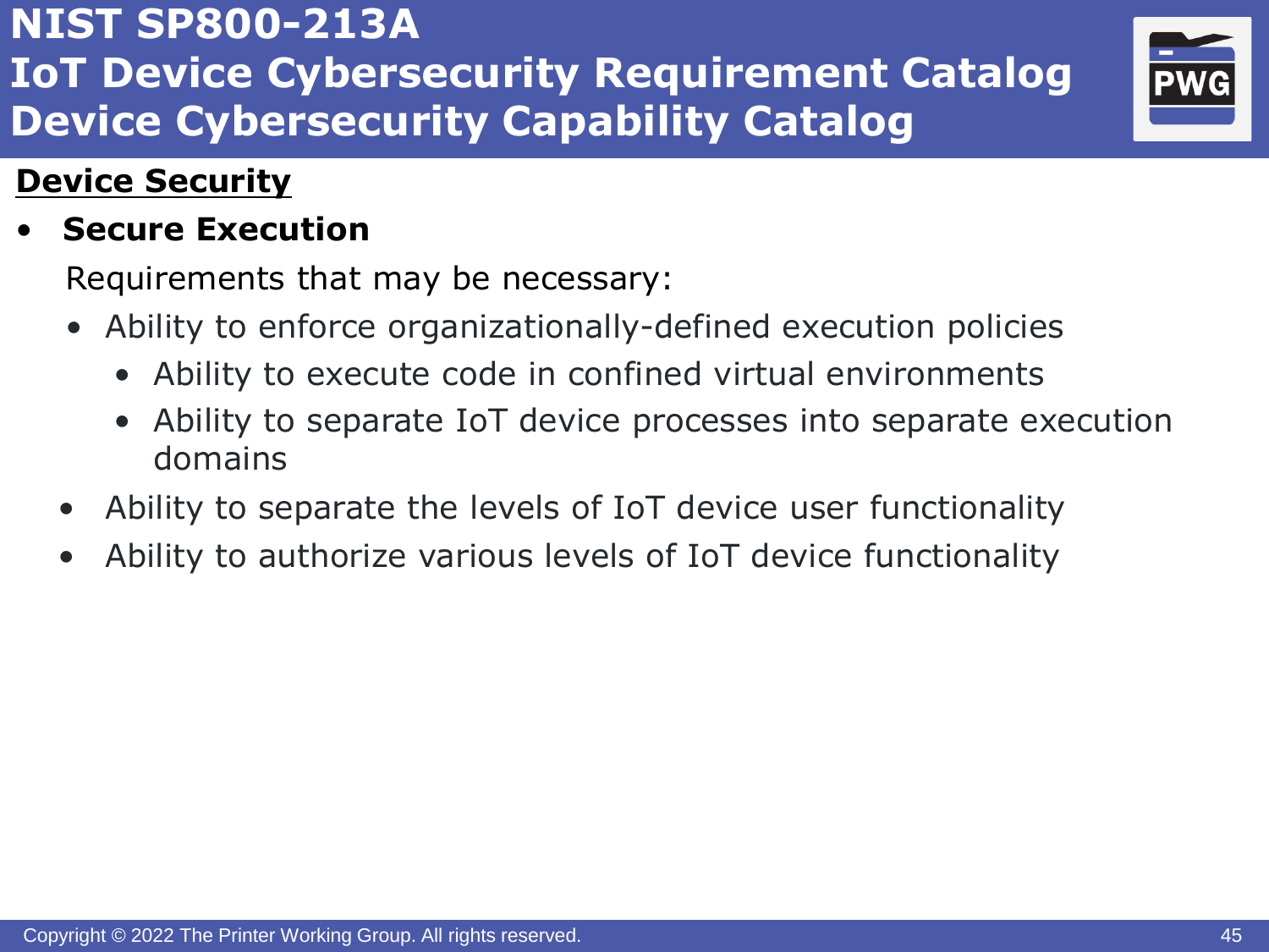# NIST SP800-213A IoT Device Cybersecurity Requirement Catalog Device Cybersecurity Capability Catalog

## Device Security

- **Secure Execution**

  Requirements that may be necessary:

  - Ability to enforce organizationally-defined execution policies
    - Ability to execute code in confined virtual environments
    - Ability to separate IoT device processes into separate execution domains
  - Ability to separate the levels of IoT device user functionality
  - Ability to authorize various levels of IoT device functionality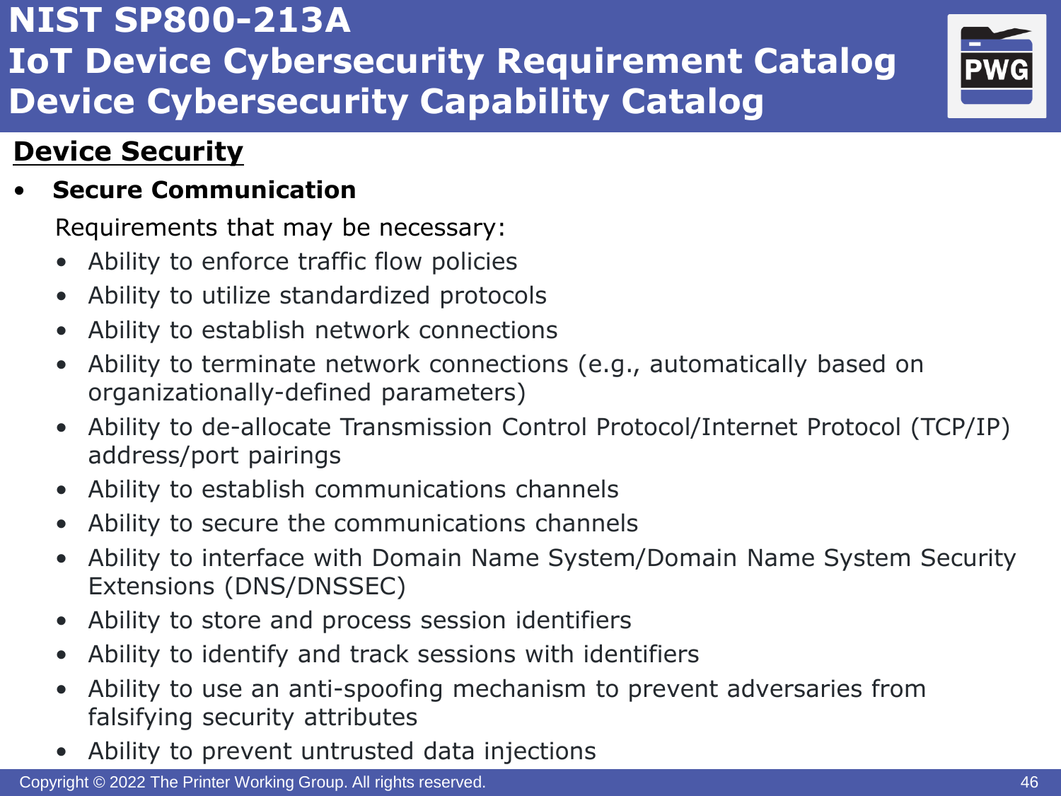# NIST SP800-213A
# IoT Device Cybersecurity Requirement Catalog
# Device Cybersecurity Capability Catalog

## Device Security

- **Secure Communication**

  Requirements that may be necessary:

  - Ability to enforce traffic flow policies
  - Ability to utilize standardized protocols
  - Ability to establish network connections
  - Ability to terminate network connections (e.g., automatically based on organizationally-defined parameters)
  - Ability to de-allocate Transmission Control Protocol/Internet Protocol (TCP/IP) address/port pairings
  - Ability to establish communications channels
  - Ability to secure the communications channels
  - Ability to interface with Domain Name System/Domain Name System Security Extensions (DNS/DNSSEC)
  - Ability to store and process session identifiers
  - Ability to identify and track sessions with identifiers
  - Ability to use an anti-spoofing mechanism to prevent adversaries from falsifying security attributes
  - Ability to prevent untrusted data injections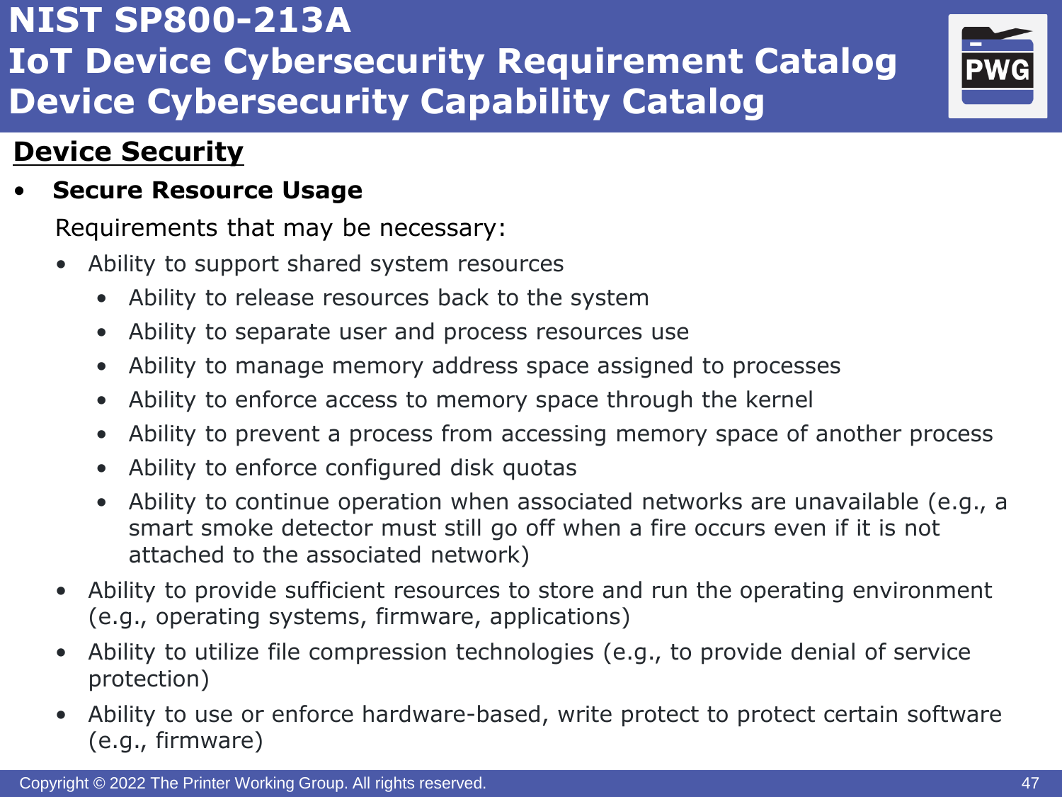# NIST SP800-213A IoT Device Cybersecurity Requirement Catalog Device Cybersecurity Capability Catalog

## Device Security

- **Secure Resource Usage**

  Requirements that may be necessary:

  - Ability to support shared system resources
    - Ability to release resources back to the system
    - Ability to separate user and process resources use
    - Ability to manage memory address space assigned to processes
    - Ability to enforce access to memory space through the kernel
    - Ability to prevent a process from accessing memory space of another process
    - Ability to enforce configured disk quotas
    - Ability to continue operation when associated networks are unavailable (e.g., a smart smoke detector must still go off when a fire occurs even if it is not attached to the associated network)
  - Ability to provide sufficient resources to store and run the operating environment (e.g., operating systems, firmware, applications)
  - Ability to utilize file compression technologies (e.g., to provide denial of service protection)
  - Ability to use or enforce hardware-based, write protect to protect certain software (e.g., firmware)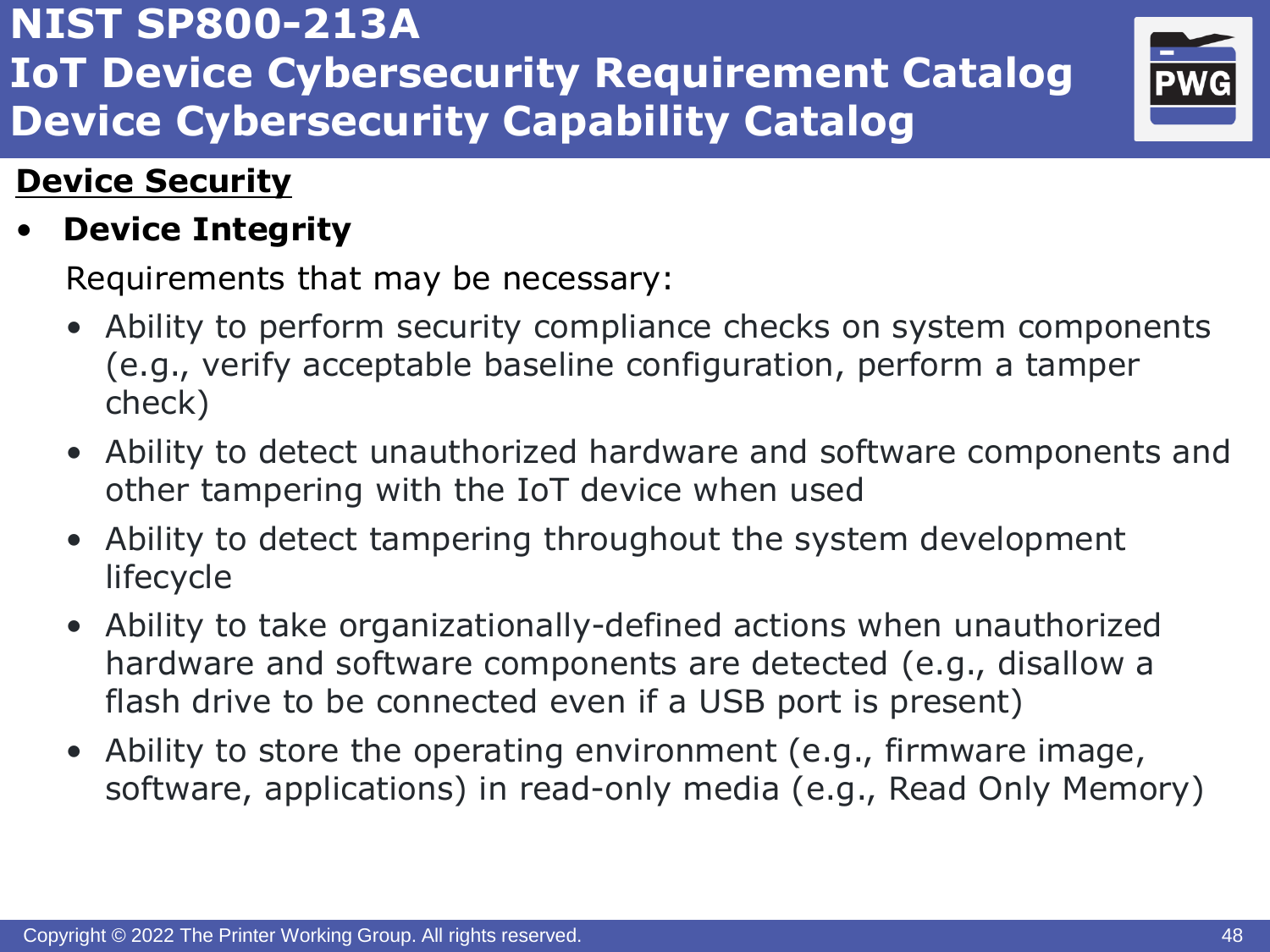# NIST SP800-213A
# IoT Device Cybersecurity Requirement Catalog
# Device Cybersecurity Capability Catalog

## Device Security

- **Device Integrity**

  Requirements that may be necessary:

  - Ability to perform security compliance checks on system components (e.g., verify acceptable baseline configuration, perform a tamper check)
  - Ability to detect unauthorized hardware and software components and other tampering with the IoT device when used
  - Ability to detect tampering throughout the system development lifecycle
  - Ability to take organizationally-defined actions when unauthorized hardware and software components are detected (e.g., disallow a flash drive to be connected even if a USB port is present)
  - Ability to store the operating environment (e.g., firmware image, software, applications) in read-only media (e.g., Read Only Memory)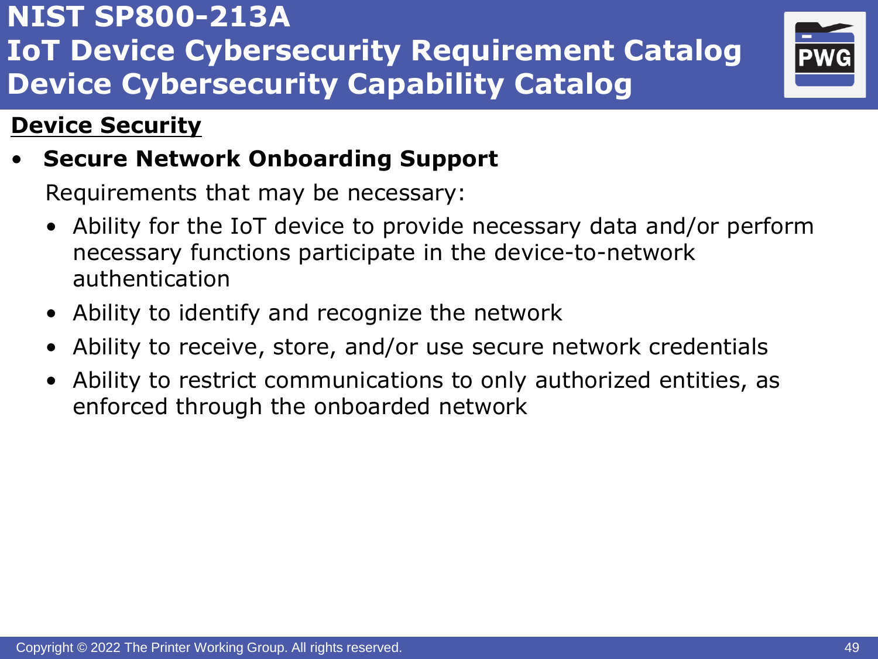# NIST SP800-213A
# IoT Device Cybersecurity Requirement Catalog
# Device Cybersecurity Capability Catalog

## Device Security

- **Secure Network Onboarding Support**

  Requirements that may be necessary:

  - Ability for the IoT device to provide necessary data and/or perform necessary functions participate in the device-to-network authentication
  - Ability to identify and recognize the network
  - Ability to receive, store, and/or use secure network credentials
  - Ability to restrict communications to only authorized entities, as enforced through the onboarded network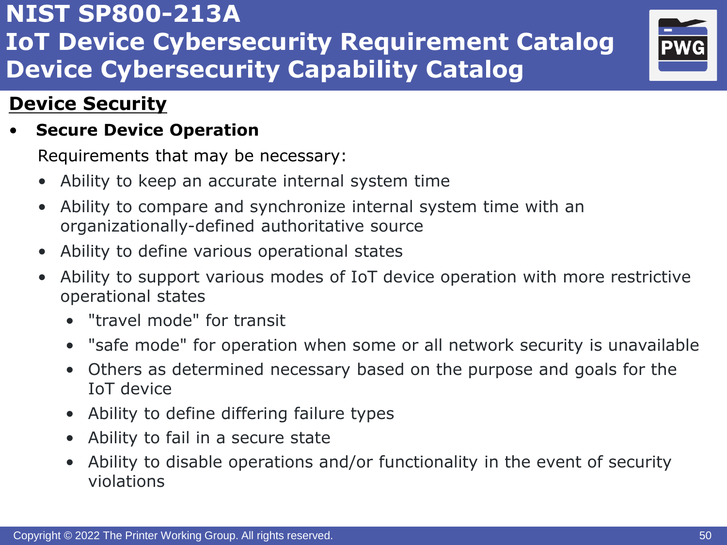# NIST SP800-213A
# IoT Device Cybersecurity Requirement Catalog
# Device Cybersecurity Capability Catalog

## Device Security

- **Secure Device Operation**

  Requirements that may be necessary:

  - Ability to keep an accurate internal system time
  - Ability to compare and synchronize internal system time with an organizationally-defined authoritative source
  - Ability to define various operational states
  - Ability to support various modes of IoT device operation with more restrictive operational states
    - "travel mode" for transit
    - "safe mode" for operation when some or all network security is unavailable
    - Others as determined necessary based on the purpose and goals for the IoT device
    - Ability to define differing failure types
    - Ability to fail in a secure state
    - Ability to disable operations and/or functionality in the event of security violations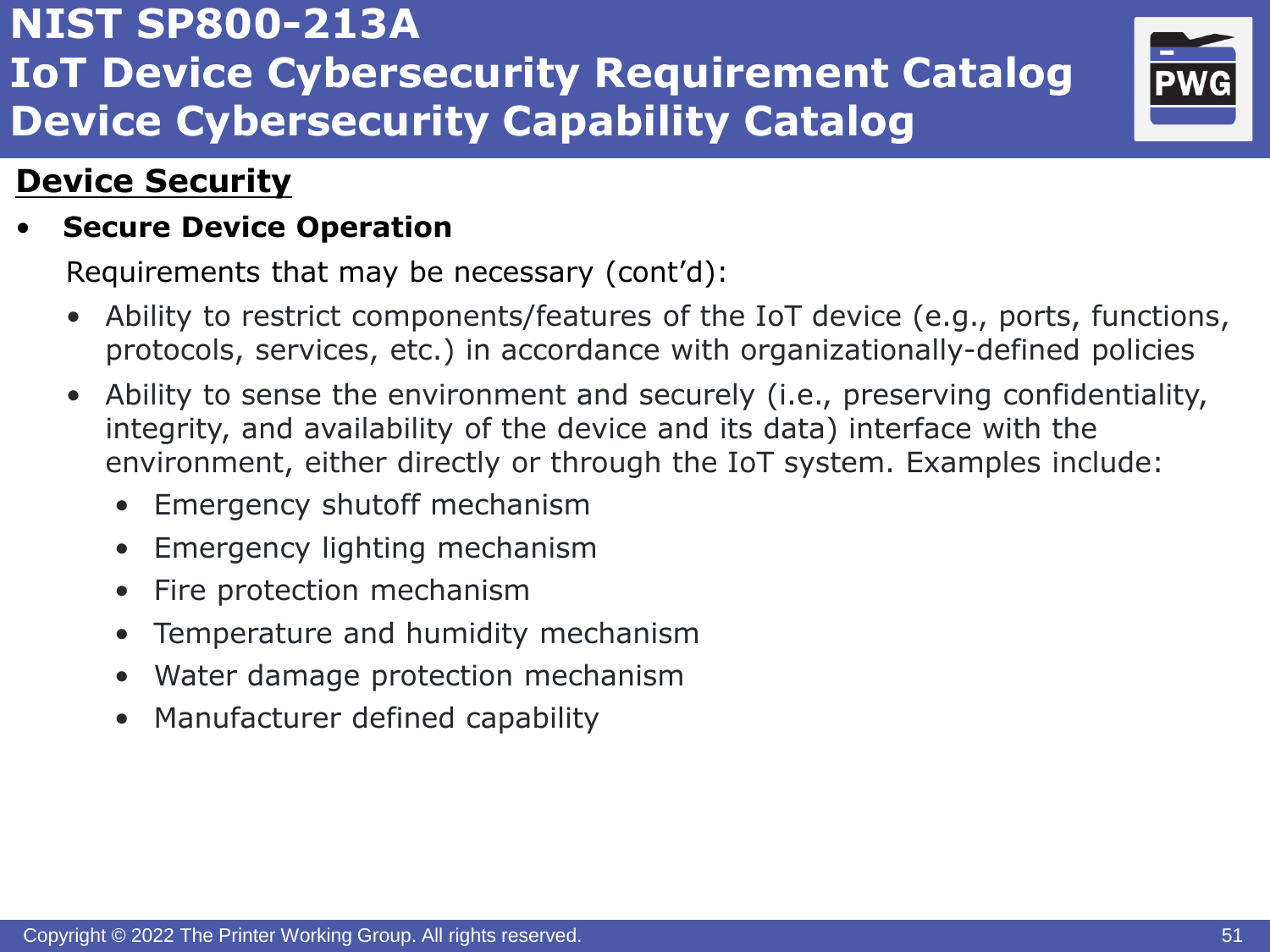# NIST SP800-213A IoT Device Cybersecurity Requirement Catalog Device Cybersecurity Capability Catalog

## Device Security

- **Secure Device Operation**

  Requirements that may be necessary (cont'd):

  - Ability to restrict components/features of the IoT device (e.g., ports, functions, protocols, services, etc.) in accordance with organizationally-defined policies
  - Ability to sense the environment and securely (i.e., preserving confidentiality, integrity, and availability of the device and its data) interface with the environment, either directly or through the IoT system. Examples include:
    - Emergency shutoff mechanism
    - Emergency lighting mechanism
    - Fire protection mechanism
    - Temperature and humidity mechanism
    - Water damage protection mechanism
    - Manufacturer defined capability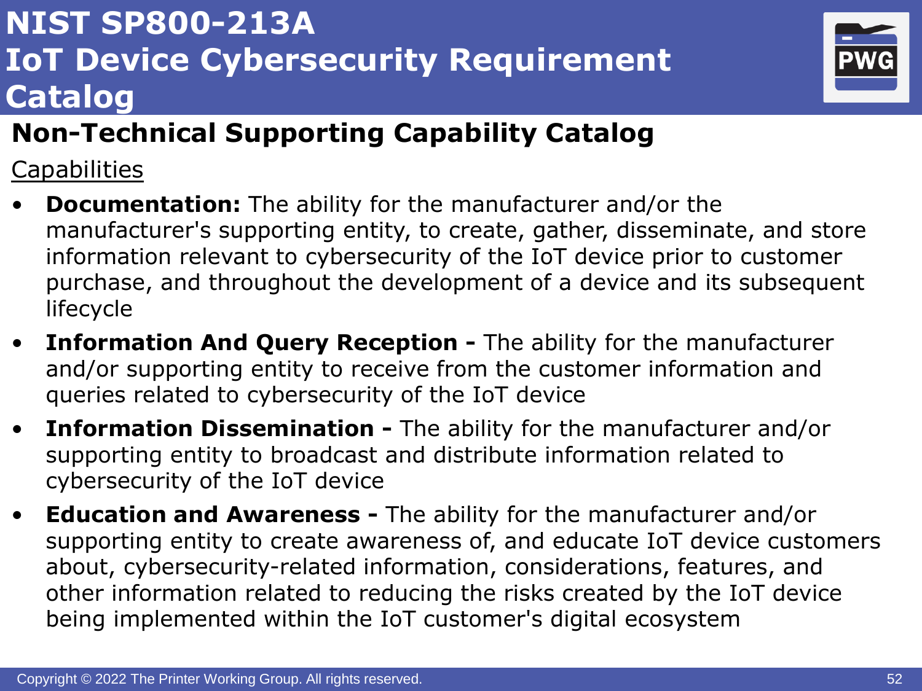# NIST SP800-213A IoT Device Cybersecurity Requirement Catalog

## Non-Technical Supporting Capability Catalog

Capabilities

- **Documentation:** The ability for the manufacturer and/or the manufacturer's supporting entity, to create, gather, disseminate, and store information relevant to cybersecurity of the IoT device prior to customer purchase, and throughout the development of a device and its subsequent lifecycle
- **Information And Query Reception -** The ability for the manufacturer and/or supporting entity to receive from the customer information and queries related to cybersecurity of the IoT device
- **Information Dissemination -** The ability for the manufacturer and/or supporting entity to broadcast and distribute information related to cybersecurity of the IoT device
- **Education and Awareness -** The ability for the manufacturer and/or supporting entity to create awareness of, and educate IoT device customers about, cybersecurity-related information, considerations, features, and other information related to reducing the risks created by the IoT device being implemented within the IoT customer's digital ecosystem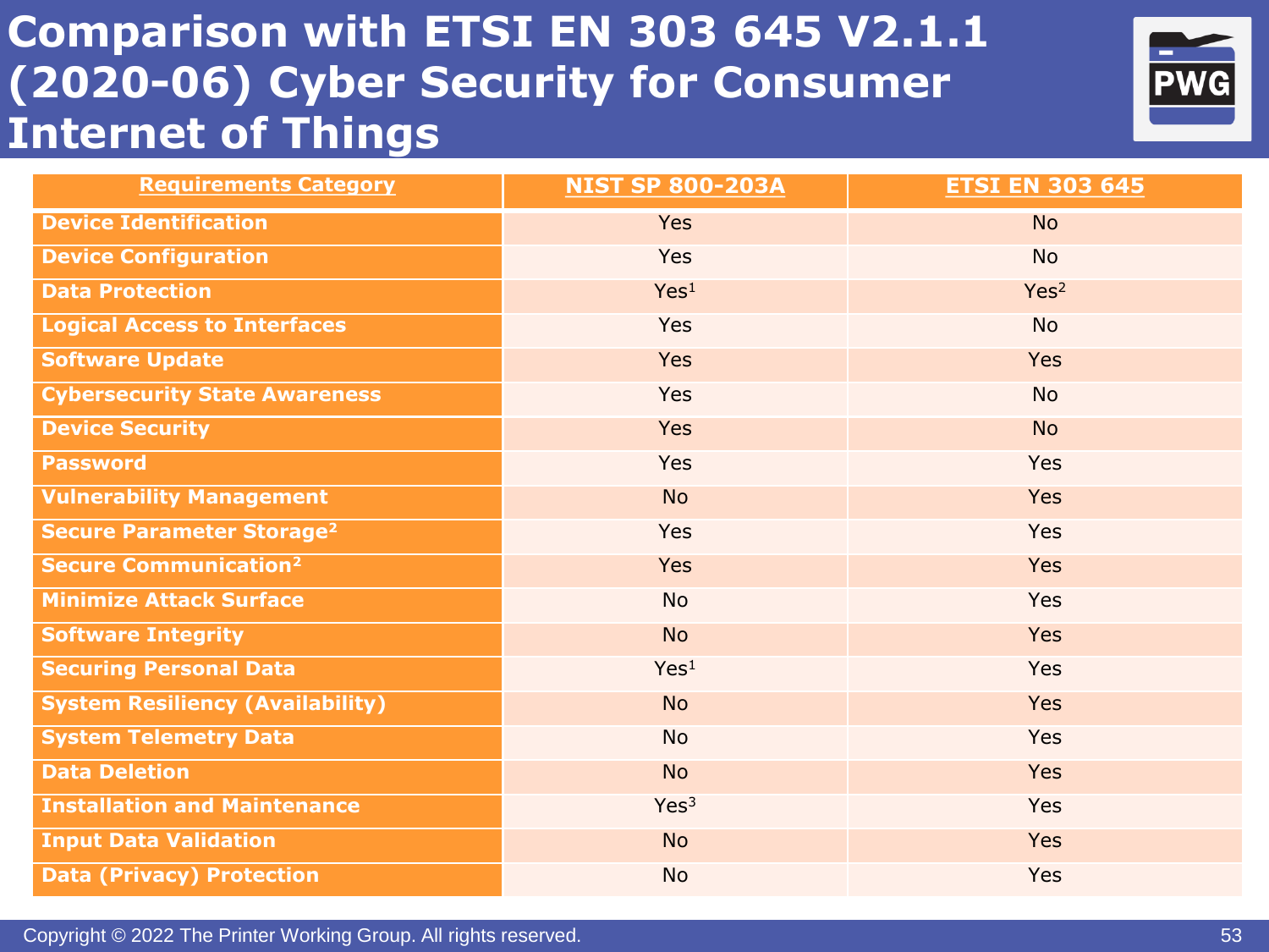# Comparison with ETSI EN 303 645 V2.1.1 (2020-06) Cyber Security for Consumer Internet of Things

| Requirements Category | NIST SP 800-203A | ETSI EN 303 645 |
| --- | --- | --- |
| Device Identification | Yes | No |
| Device Configuration | Yes | No |
| Data Protection | Yes[1] | Yes[2] |
| Logical Access to Interfaces | Yes | No |
| Software Update | Yes | Yes |
| Cybersecurity State Awareness | Yes | No |
| Device Security | Yes | No |
| Password | Yes | Yes |
| Vulnerability Management | No | Yes |
| Secure Parameter Storage[2] | Yes | Yes |
| Secure Communication[2] | Yes | Yes |
| Minimize Attack Surface | No | Yes |
| Software Integrity | No | Yes |
| Securing Personal Data | Yes[1] | Yes |
| System Resiliency (Availability) | No | Yes |
| System Telemetry Data | No | Yes |
| Data Deletion | No | Yes |
| Installation and Maintenance | Yes[3] | Yes |
| Input Data Validation | No | Yes |
| Data (Privacy) Protection | No | Yes |

Copyright © 2022 The Printer Working Group. All rights reserved.